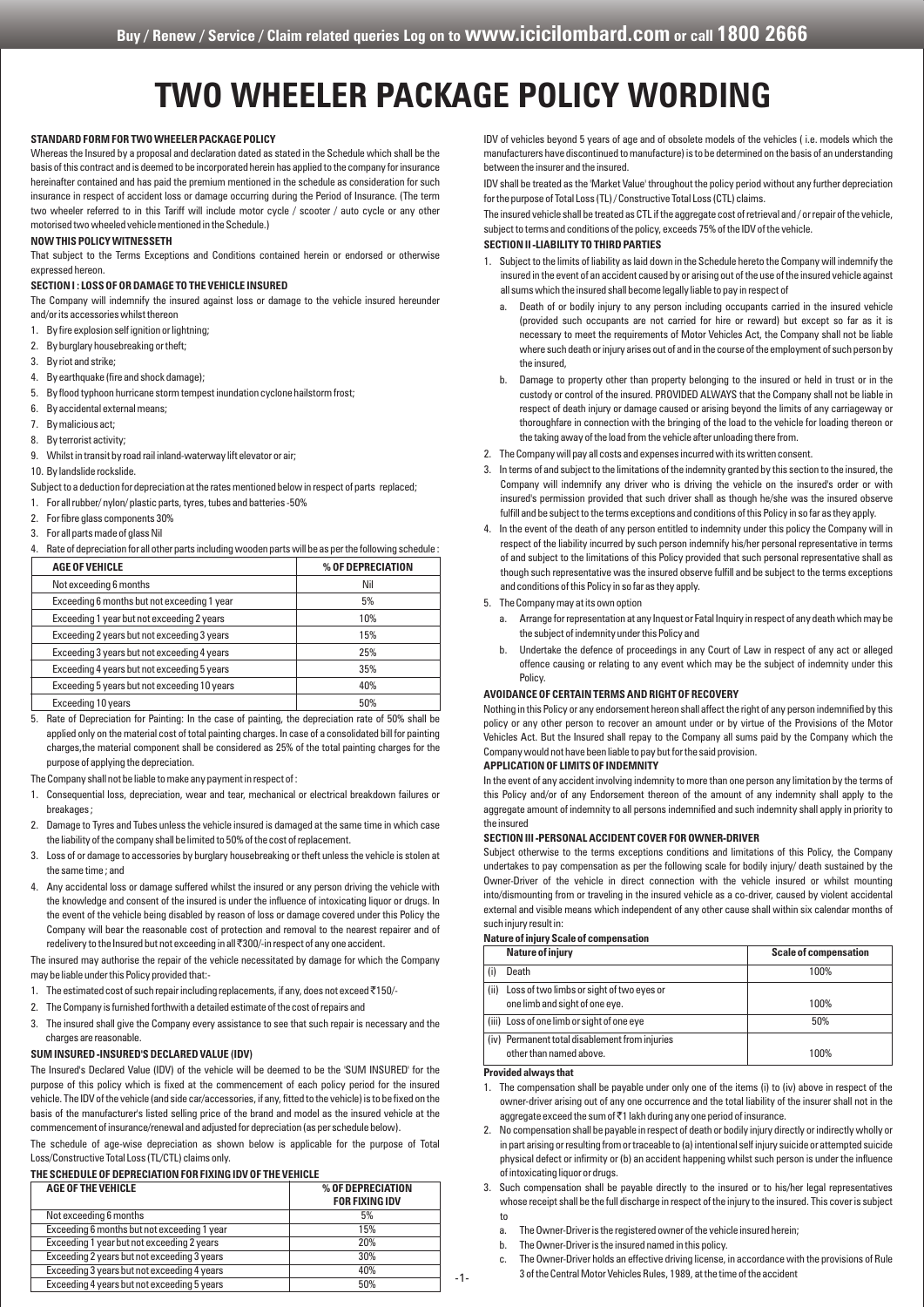# TWO WHEELER PACKAGE POLICY WORDING

**STANDARD FORM FOR TWO WHEELER PACKAGE POLICY**

Whereas the Insured by a proposal and declaration dated as stated in the Schedule which shall be the basis of this contract and is deemed to be incorporated herein has applied to the company for insurance hereinafter contained and has paid the premium mentioned in the schedule as consideration for such insurance in respect of accident loss or damage occurring during the Period of Insurance. (The term two wheeler referred to in this Tariff will include motor cycle / scooter / auto cycle or any other motorised two wheeled vehicle mentioned in the Schedule.)

**NOW THIS POLICY WITNESSETH**

That subject to the Terms Exceptions and Conditions contained herein or endorsed or otherwise expressed hereon.

**SECTION I : LOSS OF OR DAMAGE TO THE VEHICLE INSURED**

The Company will indemnify the insured against loss or damage to the vehicle insured hereunder and/or its accessories whilst thereon

1. By fire explosion self ignition or lightning;
2. By burglary housebreaking or theft;
3. By riot and strike;
4. By earthquake (fire and shock damage);
5. By flood typhoon hurricane storm tempest inundation cyclone hailstorm frost;
6. By accidental external means;
7. By malicious act;
8. By terrorist activity;
9. Whilst in transit by road rail inland-waterway lift elevator or air;
10. By landslide rockslide.

Subject to a deduction for depreciation at the rates mentioned below in respect of parts replaced;

1. For all rubber/ nylon/ plastic parts, tyres, tubes and batteries -50%
2. For fibre glass components 30%
3. For all parts made of glass Nil
4. Rate of depreciation for all other parts including wooden parts will be as per the following schedule :

| AGE OF VEHICLE | % OF DEPRECIATION |
|---|---|
| Not exceeding 6 months | Nil |
| Exceeding 6 months but not exceeding 1 year | 5% |
| Exceeding 1 year but not exceeding 2 years | 10% |
| Exceeding 2 years but not exceeding 3 years | 15% |
| Exceeding 3 years but not exceeding 4 years | 25% |
| Exceeding 4 years but not exceeding 5 years | 35% |
| Exceeding 5 years but not exceeding 10 years | 40% |
| Exceeding 10 years | 50% |

5. Rate of Depreciation for Painting: In the case of painting, the depreciation rate of 50% shall be applied only on the material cost of total painting charges. In case of a consolidated bill for painting charges,the material component shall be considered as 25% of the total painting charges for the purpose of applying the depreciation.

The Company shall not be liable to make any payment in respect of :

1. Consequential loss, depreciation, wear and tear, mechanical or electrical breakdown failures or breakages ;
2. Damage to Tyres and Tubes unless the vehicle insured is damaged at the same time in which case the liability of the company shall be limited to 50% of the cost of replacement.
3. Loss of or damage to accessories by burglary housebreaking or theft unless the vehicle is stolen at the same time ; and
4. Any accidental loss or damage suffered whilst the insured or any person driving the vehicle with the knowledge and consent of the insured is under the influence of intoxicating liquor or drugs. In the event of the vehicle being disabled by reason of loss or damage covered under this Policy the Company will bear the reasonable cost of protection and removal to the nearest repairer and of redelivery to the Insured but not exceeding in all ₹300/-in respect of any one accident.

The insured may authorise the repair of the vehicle necessitated by damage for which the Company may be liable under this Policy provided that:-

1. The estimated cost of such repair including replacements, if any, does not exceed ₹150/-
2. The Company is furnished forthwith a detailed estimate of the cost of repairs and
3. The insured shall give the Company every assistance to see that such repair is necessary and the charges are reasonable.

**SUM INSURED -INSURED'S DECLARED VALUE (IDV)**

The Insured's Declared Value (IDV) of the vehicle will be deemed to be the 'SUM INSURED' for the purpose of this policy which is fixed at the commencement of each policy period for the insured vehicle. The IDV of the vehicle (and side car/accessories, if any, fitted to the vehicle) is to be fixed on the basis of the manufacturer's listed selling price of the brand and model as the insured vehicle at the commencement of insurance/renewal and adjusted for depreciation (as per schedule below).

The schedule of age-wise depreciation as shown below is applicable for the purpose of Total Loss/Constructive Total Loss (TL/CTL) claims only.

**THE SCHEDULE OF DEPRECIATION FOR FIXING IDV OF THE VEHICLE**

| AGE OF THE VEHICLE | % OF DEPRECIATION FOR FIXING IDV |
|---|---|
| Not exceeding 6 months | 5% |
| Exceeding 6 months but not exceeding 1 year | 15% |
| Exceeding 1 year but not exceeding 2 years | 20% |
| Exceeding 2 years but not exceeding 3 years | 30% |
| Exceeding 3 years but not exceeding 4 years | 40% |
| Exceeding 4 years but not exceeding 5 years | 50% |

IDV of vehicles beyond 5 years of age and of obsolete models of the vehicles ( i.e. models which the manufacturers have discontinued to manufacture) is to be determined on the basis of an understanding between the insurer and the insured.

IDV shall be treated as the 'Market Value' throughout the policy period without any further depreciation for the purpose of Total Loss (TL) / Constructive Total Loss (CTL) claims.

The insured vehicle shall be treated as CTL if the aggregate cost of retrieval and / or repair of the vehicle, subject to terms and conditions of the policy, exceeds 75% of the IDV of the vehicle.

**SECTION II -LIABILITY TO THIRD PARTIES**

1. Subject to the limits of liability as laid down in the Schedule hereto the Company will indemnify the insured in the event of an accident caused by or arising out of the use of the insured vehicle against all sums which the insured shall become legally liable to pay in respect of
   a. Death of or bodily injury to any person including occupants carried in the insured vehicle (provided such occupants are not carried for hire or reward) but except so far as it is necessary to meet the requirements of Motor Vehicles Act, the Company shall not be liable where such death or injury arises out of and in the course of the employment of such person by the insured,
   b. Damage to property other than property belonging to the insured or held in trust or in the custody or control of the insured. PROVIDED ALWAYS that the Company shall not be liable in respect of death injury or damage caused or arising beyond the limits of any carriageway or thoroughfare in connection with the bringing of the load to the vehicle for loading thereon or the taking away of the load from the vehicle after unloading there from.
2. The Company will pay all costs and expenses incurred with its written consent.
3. In terms of and subject to the limitations of the indemnity granted by this section to the insured, the Company will indemnify any driver who is driving the vehicle on the insured's order or with insured's permission provided that such driver shall as though he/she was the insured observe fulfill and be subject to the terms exceptions and conditions of this Policy in so far as they apply.
4. In the event of the death of any person entitled to indemnity under this policy the Company will in respect of the liability incurred by such person indemnify his/her personal representative in terms of and subject to the limitations of this Policy provided that such personal representative shall as though such representative was the insured observe fulfill and be subject to the terms exceptions and conditions of this Policy in so far as they apply.
5. The Company may at its own option
   a. Arrange for representation at any Inquest or Fatal Inquiry in respect of any death which may be the subject of indemnity under this Policy and
   b. Undertake the defence of proceedings in any Court of Law in respect of any act or alleged offence causing or relating to any event which may be the subject of indemnity under this Policy.

**AVOIDANCE OF CERTAIN TERMS AND RIGHT OF RECOVERY**

Nothing in this Policy or any endorsement hereon shall affect the right of any person indemnified by this policy or any other person to recover an amount under or by virtue of the Provisions of the Motor Vehicles Act. But the Insured shall repay to the Company all sums paid by the Company which the Company would not have been liable to pay but for the said provision.

**APPLICATION OF LIMITS OF INDEMNITY**

In the event of any accident involving indemnity to more than one person any limitation by the terms of this Policy and/or of any Endorsement thereon of the amount of any indemnity shall apply to the aggregate amount of indemnity to all persons indemnified and such indemnity shall apply in priority to the insured

**SECTION III -PERSONAL ACCIDENT COVER FOR OWNER-DRIVER**

Subject otherwise to the terms exceptions conditions and limitations of this Policy, the Company undertakes to pay compensation as per the following scale for bodily injury/ death sustained by the Owner-Driver of the vehicle in direct connection with the vehicle insured or whilst mounting into/dismounting from or traveling in the insured vehicle as a co-driver, caused by violent accidental external and visible means which independent of any other cause shall within six calendar months of such injury result in:

**Nature of injury Scale of compensation**

| Nature of injury | Scale of compensation |
|---|---|
| (i) Death | 100% |
| (ii) Loss of two limbs or sight of two eyes or one limb and sight of one eye. | 100% |
| (iii) Loss of one limb or sight of one eye | 50% |
| (iv) Permanent total disablement from injuries other than named above. | 100% |

**Provided always that**

1. The compensation shall be payable under only one of the items (i) to (iv) above in respect of the owner-driver arising out of any one occurrence and the total liability of the insurer shall not in the aggregate exceed the sum of ₹1 lakh during any one period of insurance.
2. No compensation shall be payable in respect of death or bodily injury directly or indirectly wholly or in part arising or resulting from or traceable to (a) intentional self injury suicide or attempted suicide physical defect or infirmity or (b) an accident happening whilst such person is under the influence of intoxicating liquor or drugs.
3. Such compensation shall be payable directly to the insured or to his/her legal representatives whose receipt shall be the full discharge in respect of the injury to the insured. This cover is subject to
   a. The Owner-Driver is the registered owner of the vehicle insured herein;
   b. The Owner-Driver is the insured named in this policy.
   c. The Owner-Driver holds an effective driving license, in accordance with the provisions of Rule 3 of the Central Motor Vehicles Rules, 1989, at the time of the accident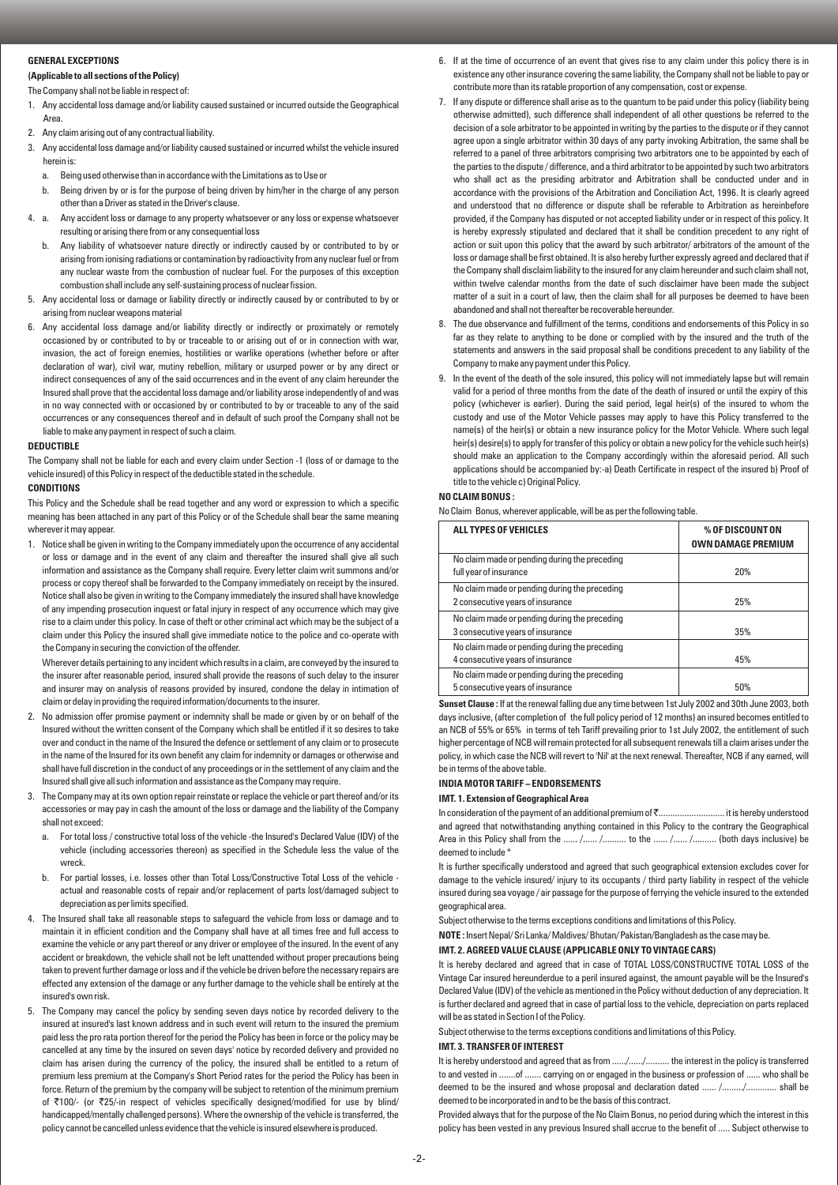#### GENERAL EXCEPTIONS

**(Applicable to all sections of the Policy)**

The Company shall not be liable in respect of:

1. Any accidental loss damage and/or liability caused sustained or incurred outside the Geographical Area.
2. Any claim arising out of any contractual liability.
3. Any accidental loss damage and/or liability caused sustained or incurred whilst the vehicle insured herein is:
   a. Being used otherwise than in accordance with the Limitations as to Use or
   b. Being driven by or is for the purpose of being driven by him/her in the charge of any person other than a Driver as stated in the Driver's clause.
4. a. Any accident loss or damage to any property whatsoever or any loss or expense whatsoever resulting or arising there from or any consequential loss
   b. Any liability of whatsoever nature directly or indirectly caused by or contributed to by or arising from ionising radiations or contamination by radioactivity from any nuclear fuel or from any nuclear waste from the combustion of nuclear fuel. For the purposes of this exception combustion shall include any self-sustaining process of nuclear fission.
5. Any accidental loss or damage or liability directly or indirectly caused by or contributed to by or arising from nuclear weapons material
6. Any accidental loss damage and/or liability directly or indirectly or proximately or remotely occasioned by or contributed to by or traceable to or arising out of or in connection with war, invasion, the act of foreign enemies, hostilities or warlike operations (whether before or after declaration of war), civil war, mutiny rebellion, military or usurped power or by any direct or indirect consequences of any of the said occurrences and in the event of any claim hereunder the Insured shall prove that the accidental loss damage and/or liability arose independently of and was in no way connected with or occasioned by or contributed to by or traceable to any of the said occurrences or any consequences thereof and in default of such proof the Company shall not be liable to make any payment in respect of such a claim.

#### DEDUCTIBLE

The Company shall not be liable for each and every claim under Section -1 (loss of or damage to the vehicle insured) of this Policy in respect of the deductible stated in the schedule.

#### CONDITIONS

This Policy and the Schedule shall be read together and any word or expression to which a specific meaning has been attached in any part of this Policy or of the Schedule shall bear the same meaning wherever it may appear.

1. Notice shall be given in writing to the Company immediately upon the occurrence of any accidental or loss or damage and in the event of any claim and thereafter the insured shall give all such information and assistance as the Company shall require. Every letter claim writ summons and/or process or copy thereof shall be forwarded to the Company immediately on receipt by the insured. Notice shall also be given in writing to the Company immediately the insured shall have knowledge of any impending prosecution inquest or fatal injury in respect of any occurrence which may give rise to a claim under this policy. In case of theft or other criminal act which may be the subject of a claim under this Policy the insured shall give immediate notice to the police and co-operate with the Company in securing the conviction of the offender.

   Wherever details pertaining to any incident which results in a claim, are conveyed by the insured to the insurer after reasonable period, insured shall provide the reasons of such delay to the insurer and insurer may on analysis of reasons provided by insured, condone the delay in intimation of claim or delay in providing the required information/documents to the insurer.
2. No admission offer promise payment or indemnity shall be made or given by or on behalf of the Insured without the written consent of the Company which shall be entitled if it so desires to take over and conduct in the name of the Insured the defence or settlement of any claim or to prosecute in the name of the Insured for its own benefit any claim for indemnity or damages or otherwise and shall have full discretion in the conduct of any proceedings or in the settlement of any claim and the Insured shall give all such information and assistance as the Company may require.
3. The Company may at its own option repair reinstate or replace the vehicle or part thereof and/or its accessories or may pay in cash the amount of the loss or damage and the liability of the Company shall not exceed:
   a. For total loss / constructive total loss of the vehicle -the Insured's Declared Value (IDV) of the vehicle (including accessories thereon) as specified in the Schedule less the value of the wreck.
   b. For partial losses, i.e. losses other than Total Loss/Constructive Total Loss of the vehicle - actual and reasonable costs of repair and/or replacement of parts lost/damaged subject to depreciation as per limits specified.
4. The Insured shall take all reasonable steps to safeguard the vehicle from loss or damage and to maintain it in efficient condition and the Company shall have at all times free and full access to examine the vehicle or any part thereof or any driver or employee of the insured. In the event of any accident or breakdown, the vehicle shall not be left unattended without proper precautions being taken to prevent further damage or loss and if the vehicle be driven before the necessary repairs are effected any extension of the damage or any further damage to the vehicle shall be entirely at the insured's own risk.
5. The Company may cancel the policy by sending seven days notice by recorded delivery to the insured at insured's last known address and in such event will return to the insured the premium paid less the pro rata portion thereof for the period the Policy has been in force or the policy may be cancelled at any time by the insured on seven days' notice by recorded delivery and provided no claim has arisen during the currency of the policy, the insured shall be entitled to a return of premium less premium at the Company's Short Period rates for the period the Policy has been in force. Return of the premium by the company will be subject to retention of the minimum premium of ₹100/- (or ₹25/-in respect of vehicles specifically designed/modified for use by blind/ handicapped/mentally challenged persons). Where the ownership of the vehicle is transferred, the policy cannot be cancelled unless evidence that the vehicle is insured elsewhere is produced.
6. If at the time of occurrence of an event that gives rise to any claim under this policy there is in existence any other insurance covering the same liability, the Company shall not be liable to pay or contribute more than its ratable proportion of any compensation, cost or expense.
7. If any dispute or difference shall arise as to the quantum to be paid under this policy (liability being otherwise admitted), such difference shall independent of all other questions be referred to the decision of a sole arbitrator to be appointed in writing by the parties to the dispute or if they cannot agree upon a single arbitrator within 30 days of any party invoking Arbitration, the same shall be referred to a panel of three arbitrators comprising two arbitrators one to be appointed by each of the parties to the dispute / difference, and a third arbitrator to be appointed by such two arbitrators who shall act as the presiding arbitrator and Arbitration shall be conducted under and in accordance with the provisions of the Arbitration and Conciliation Act, 1996. It is clearly agreed and understood that no difference or dispute shall be referable to Arbitration as hereinbefore provided, if the Company has disputed or not accepted liability under or in respect of this policy. It is hereby expressly stipulated and declared that it shall be condition precedent to any right of action or suit upon this policy that the award by such arbitrator/ arbitrators of the amount of the loss or damage shall be first obtained. It is also hereby further expressly agreed and declared that if the Company shall disclaim liability to the insured for any claim hereunder and such claim shall not, within twelve calendar months from the date of such disclaimer have been made the subject matter of a suit in a court of law, then the claim shall for all purposes be deemed to have been abandoned and shall not thereafter be recoverable hereunder.
8. The due observance and fulfillment of the terms, conditions and endorsements of this Policy in so far as they relate to anything to be done or complied with by the insured and the truth of the statements and answers in the said proposal shall be conditions precedent to any liability of the Company to make any payment under this Policy.
9. In the event of the death of the sole insured, this policy will not immediately lapse but will remain valid for a period of three months from the date of the death of insured or until the expiry of this policy (whichever is earlier). During the said period, legal heir(s) of the insured to whom the custody and use of the Motor Vehicle passes may apply to have this Policy transferred to the name(s) of the heir(s) or obtain a new insurance policy for the Motor Vehicle. Where such legal heir(s) desire(s) to apply for transfer of this policy or obtain a new policy for the vehicle such heir(s) should make an application to the Company accordingly within the aforesaid period. All such applications should be accompanied by:-a) Death Certificate in respect of the insured b) Proof of title to the vehicle c) Original Policy.

#### NO CLAIM BONUS :

No Claim Bonus, wherever applicable, will be as per the following table.

| ALL TYPES OF VEHICLES | % OF DISCOUNT ON OWN DAMAGE PREMIUM |
|---|---|
| No claim made or pending during the preceding full year of insurance | 20% |
| No claim made or pending during the preceding 2 consecutive years of insurance | 25% |
| No claim made or pending during the preceding 3 consecutive years of insurance | 35% |
| No claim made or pending during the preceding 4 consecutive years of insurance | 45% |
| No claim made or pending during the preceding 5 consecutive years of insurance | 50% |

**Sunset Clause :** If at the renewal falling due any time between 1st July 2002 and 30th June 2003, both days inclusive, (after completion of the full policy period of 12 months) an insured becomes entitled to an NCB of 55% or 65% in terms of teh Tariff prevailing prior to 1st July 2002, the entitlement of such higher percentage of NCB will remain protected for all subsequent renewals till a claim arises under the policy, in which case the NCB will revert to 'Nil' at the next renewal. Thereafter, NCB if any earned, will be in terms of the above table.

#### INDIA MOTOR TARIFF – ENDORSEMENTS

**IMT. 1. Extension of Geographical Area**

In consideration of the payment of an additional premium of ₹............................ it is hereby understood and agreed that notwithstanding anything contained in this Policy to the contrary the Geographical Area in this Policy shall from the ...... /...... /.......... to the ...... /...... /.......... (both days inclusive) be deemed to include *

It is further specifically understood and agreed that such geographical extension excludes cover for damage to the vehicle insured/ injury to its occupants / third party liability in respect of the vehicle insured during sea voyage / air passage for the purpose of ferrying the vehicle insured to the extended geographical area.

Subject otherwise to the terms exceptions conditions and limitations of this Policy.

**NOTE :** Insert Nepal/ Sri Lanka/ Maldives/ Bhutan/ Pakistan/Bangladesh as the case may be.

**IMT. 2. AGREED VALUE CLAUSE (APPLICABLE ONLY TO VINTAGE CARS)**

It is hereby declared and agreed that in case of TOTAL LOSS/CONSTRUCTIVE TOTAL LOSS of the Vintage Car insured hereunderdue to a peril insured against, the amount payable will be the Insured's Declared Value (IDV) of the vehicle as mentioned in the Policy without deduction of any depreciation. It is further declared and agreed that in case of partial loss to the vehicle, depreciation on parts replaced will be as stated in Section I of the Policy.

Subject otherwise to the terms exceptions conditions and limitations of this Policy.

**IMT. 3. TRANSFER OF INTEREST**

It is hereby understood and agreed that as from ....../....../.......... the interest in the policy is transferred to and vested in .......of ....... carrying on or engaged in the business or profession of ...... who shall be deemed to be the insured and whose proposal and declaration dated ...... /........./............. shall be deemed to be incorporated in and to be the basis of this contract.

Provided always that for the purpose of the No Claim Bonus, no period during which the interest in this policy has been vested in any previous Insured shall accrue to the benefit of ..... Subject otherwise to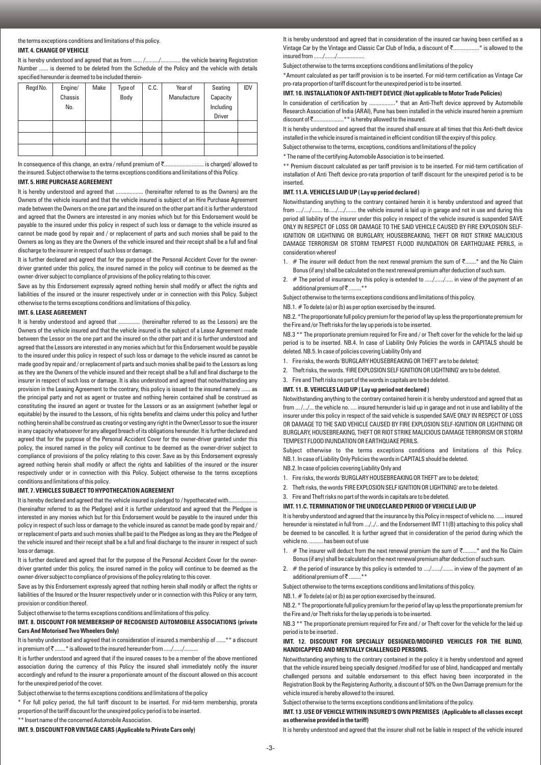the terms exceptions conditions and limitations of this policy.

**IMT. 4. CHANGE OF VEHICLE**

It is hereby understood and agreed that as from ...... /........./............. the vehicle bearing Registration Number ...... is deemed to be deleted from the Schedule of the Policy and the vehicle with details specified hereunder is deemed to be included therein-

| Regd No. | Engine/ Chassis No. | Make | Type of Body | C.C. | Year of Manufacture | Seating Capacity Including Driver | IDV |
|---|---|---|---|---|---|---|---|
| | | | | | | | |
| | | | | | | | |
| | | | | | | | |

In consequence of this change, an extra / refund premium of ₹......................... is charged/ allowed to the insured. Subject otherwise to the terms exceptions conditions and limitations of this Policy.

**IMT. 5. HIRE PURCHASE AGREEMENT**

It is hereby understood and agreed that .................. (hereinafter referred to as the Owners) are the Owners of the vehicle insured and that the vehicle insured is subject of an Hire Purchase Agreement made between the Owners on the one part and the insured on the other part and it is further understood and agreed that the Owners are interested in any monies which but for this Endorsement would be payable to the insured under this policy in respect of such loss or damage to the vehicle insured as cannot be made good by repair and / or replacement of parts and such monies shall be paid to the Owners as long as they are the Owners of the vehicle insured and their receipt shall be a full and final discharge to the insurer in respect of such loss or damage.

It is further declared and agreed that for the purpose of the Personal Accident Cover for the owner-driver granted under this policy, the insured named in the policy will continue to be deemed as the owner-driver subject to compliance of provisions of the policy relating to this cover.

Save as by this Endorsement expressly agreed nothing herein shall modify or affect the rights and liabilities of the insured or the insurer respectively under or in connection with this Policy. Subject otherwise to the terms exceptions conditions and limitations of this policy.

**IMT. 6. LEASE AGREEMENT**

It is hereby understood and agreed that .............. (hereinafter referred to as the Lessors) are the Owners of the vehicle insured and that the vehicle insured is the subject of a Lease Agreement made between the Lessor on the one part and the insured on the other part and it is further understood and agreed that the Lessors are interested in any monies which but for this Endorsement would be payable to the insured under this policy in respect of such loss or damage to the vehicle insured as cannot be made good by repair and / or replacement of parts and such monies shall be paid to the Lessors as long as they are the Owners of the vehicle insured and their receipt shall be a full and final discharge to the insurer in respect of such loss or damage. It is also understood and agreed that notwithstanding any provision in the Leasing Agreement to the contrary, this policy is issued to the insured namely ...... as the principal party and not as agent or trustee and nothing herein contained shall be construed as constituting the insured an agent or trustee for the Lessors or as an assignment (whether legal or equitable) by the insured to the Lessors, of his rights benefits and claims under this policy and further nothing herein shall be construed as creating or vesting any right in the Owner/Lessor to sue the insurer in any capacity whatsoever for any alleged breach of its obligations hereunder. It is further declared and agreed that for the purpose of the Personal Accident Cover for the owner-driver granted under this policy, the insured named in the policy will continue to be deemed as the owner-driver subject to compliance of provisions of the policy relating to this cover. Save as by this Endorsement expressly agreed nothing herein shall modify or affect the rights and liabilities of the insured or the insurer respectively under or in connection with this Policy. Subject otherwise to the terms exceptions conditions and limitations of this policy.

**IMT. 7. VEHICLES SUBJECT TO HYPOTHECATION AGREEMENT**

It is hereby declared and agreed that the vehicle insured is pledged to / hypothecated with................... (hereinafter referred to as the Pledgee) and it is further understood and agreed that the Pledgee is interested in any monies which but for this Endorsement would be payable to the insured under this policy in respect of such loss or damage to the vehicle insured as cannot be made good by repair and / or replacement of parts and such monies shall be paid to the Pledgee as long as they are the Pledgee of the vehicle insured and their receipt shall be a full and final discharge to the insurer in respect of such loss or damage.

It is further declared and agreed that for the purpose of the Personal Accident Cover for the owner-driver granted under this policy, the insured named in the policy will continue to be deemed as the owner-driver subject to compliance of provisions of the policy relating to this cover.

Save as by this Endorsement expressly agreed nothing herein shall modify or affect the rights or liabilities of the Insured or the Insurer respectively under or in connection with this Policy or any term, provision or condition thereof.

Subject otherwise to the terms exceptions conditions and limitations of this policy.

**IMT. 8. DISCOUNT FOR MEMBERSHIP OF RECOGNISED AUTOMOBILE ASSOCIATIONS (private Cars and Motorised Two Wheelers Only)**

It is hereby understood and agreed that in consideration of insured.s membership of ......** a discount in premium of ₹ .......* is allowed to the insured hereunder from ...../....../.........

It is further understood and agreed that if the insured ceases to be a member of the above mentioned association during the currency of this Policy the insured shall immediately notify the insurer accordingly and refund to the insurer a proportionate amount of the discount allowed on this account for the unexpired period of the cover.

Subject otherwise to the terms exceptions conditions and limitations of the policy

* For full policy period, the full tariff discount to be inserted. For mid-term membership, prorata proportion of the tariff discount for the unexpired policy period is to be inserted.

** Insert name of the concerned Automobile Association.

**IMT. 9. DISCOUNT FOR VINTAGE CARS (Applicable to Private Cars only)**

It is hereby understood and agreed that in consideration of the insured car having been certified as a Vintage Car by the Vintage and Classic Car Club of India, a discount of ₹.................* is allowed to the insured from ....../......./..................

Subject otherwise to the terms exceptions conditions and limitations of the policy

*Amount calculated as per tariff provision is to be inserted. For mid-term certification as Vintage Car pro-rata proportion of tariff discount for the unexpired period is to be inserted.

**IMT. 10. INSTALLATION OF ANTI-THEFT DEVICE (Not applicable to Motor Trade Policies)**

In consideration of certification by .................* that an Anti-Theft device approved by Automobile Research Association of India (ARAI), Pune has been installed in the vehicle insured herein a premium discount of ₹....................** is hereby allowed to the insured.

It is hereby understood and agreed that the insured shall ensure at all times that this Anti-theft device installed in the vehicle insured is maintained in efficient condition till the expiry of this policy.

Subject otherwise to the terms, exceptions, conditions and limitations of the policy

* The name of the certifying Automobile Association is to be inserted.

** Premium discount calculated as per tariff provision is to be inserted. For mid-term certification of installation of Anti Theft device pro-rata proportion of tariff discount for the unexpired period is to be inserted.

**IMT. 11.A. VEHICLES LAID UP ( Lay up period declared )**

Notwithstanding anything to the contrary contained herein it is hereby understood and agreed that from ..../..../....... to...../..../....... the vehicle insured is laid up in garage and not in use and during this period all liability of the insurer under this policy in respect of the vehicle insured is suspended SAVE ONLY IN RESPECT OF LOSS OR DAMAGE TO THE SAID VEHICLE CAUSED BY FIRE EXPLOSION SELF-IGNITION OR LIGHTNING OR BURGLARY, HOUSEBREAKING, THEFT OR RIOT STRIKE MALICIOUS DAMAGE TERRORISM OR STORM TEMPEST FLOOD INUNDATION OR EARTHQUAKE PERILS, in consideration whereof

1. # The insurer will deduct from the next renewal premium the sum of ₹.......* and the No Claim Bonus (if any) shall be calculated on the next renewal premium after deduction of such sum.
2. # The period of insurance by this policy is extended to ...../....../..... in view of the payment of an additional premium of ₹ ........**

Subject otherwise to the terms exceptions conditions and limitations of this policy.

NB.1. # To delete (a) or (b) as per option exercised by the insured.

NB.2. *The proportionate full policy premium for the period of lay up less the proportionate premium for the Fire and /or Theft risks for the lay up periods is to be inserted.

NB.3 ** The proportionate premium required for Fire and / or Theft cover for the vehicle for the laid up period is to be inserted. NB.4. In case of Liability Only Policies the words in CAPITALS should be deleted. NB.5. In case of policies covering Liability Only and

1. Fire risks, the words 'BURGLARY HOUSEBREAKING OR THEFT' are to be deleted;
2. Theft risks, the words. 'FIRE EXPLOSION SELF IGNITION OR LIGHTNING' are to be deleted.
3. Fire and Theft risks no part of the words in capitals are to be deleted.

**IMT. 11. B. VEHICLES LAID UP ( Lay up period not declared )**

Notwithstanding anything to the contrary contained herein it is hereby understood and agreed that as from ... /.../... the vehicle no. .... insured hereunder is laid up in garage and not in use and liability of the insurer under this policy in respect of the said vehicle is suspended SAVE ONLY IN RESPECT OF LOSS OR DAMAGE TO THE SAID VEHICLE CAUSED BY FIRE EXPLOSION SELF-IGNITION OR LIGHTNING OR BURGLARY, HOUSEBREAKING, THEFT OR RIOT STRIKE MALICIOUS DAMAGE TERRORISM OR STORM TEMPEST FLOOD INUNDATION OR EARTHQUAKE PERILS.

Subject otherwise to the terms exceptions conditions and limitations of this Policy. NB.1. In case of Liability Only Policies the words in CAPITALS should be deleted.

NB.2. In case of policies covering Liability Only and

1. Fire risks, the words 'BURGLARY HOUSEBREAKING OR THEFT' are to be deleted;
2. Theft risks, the words 'FIRE EXPLOSION SELF IGNITION OR LIGHTNING' are to be deleted.
3. Fire and Theft risks no part of the words in capitals are to be deleted.

**IMT. 11.C. TERMINATION OF THE UNDECLARED PERIOD OF VEHICLE LAID UP**

It is hereby understood and agreed that the insurance by this Policy in respect of vehicle no. ..... insured hereunder is reinstated in full from .../../.. and the Endorsement IMT 11(B) attaching to this policy shall be deemed to be cancelled. It is further agreed that in consideration of the period during which the vehicle no. ......... has been out of use

1. # The insurer will deduct from the next renewal premium the sum of ₹.........* and the No Claim Bonus (if any) shall be calculated on the next renewal premium after deduction of such sum.
2. # the period of insurance by this policy is extended to ..../....../....... in view of the payment of an additional premium of ₹ ........**

Subject otherwise to the terms exceptions conditions and limitations of this policy.

NB.1. # To delete (a) or (b) as per option exercised by the insured.

NB.2. * The proportionate full policy premium for the period of lay up less the proportionate premium for the Fire and /or Theft risks for the lay up periods is to be inserted.

NB.3 ** The proportionate premium required for Fire and / or Theft cover for the vehicle for the laid up period is to be inserted .

**IMT. 12. DISCOUNT FOR SPECIALLY DESIGNED/MODIFIED VEHICLES FOR THE BLIND, HANDICAPPED AND MENTALLY CHALLENGED PERSONS.**

Notwithstanding anything to the contrary contained in the policy it is hereby understood and agreed that the vehicle insured being specially designed /modified for use of blind, handicapped and mentally challenged persons and suitable endorsement to this effect having been incorporated in the Registration Book by the Registering Authority, a discount of 50% on the Own Damage premium for the vehicle insured is hereby allowed to the insured.

Subject otherwise to the terms exceptions conditions and limitations of the policy.

**IMT. 13 .USE OF VEHICLE WITHIN INSURED'S OWN PREMISES (Applicable to all classes except as otherwise provided in the tariff)**

It is hereby understood and agreed that the insurer shall not be liable in respect of the vehicle insured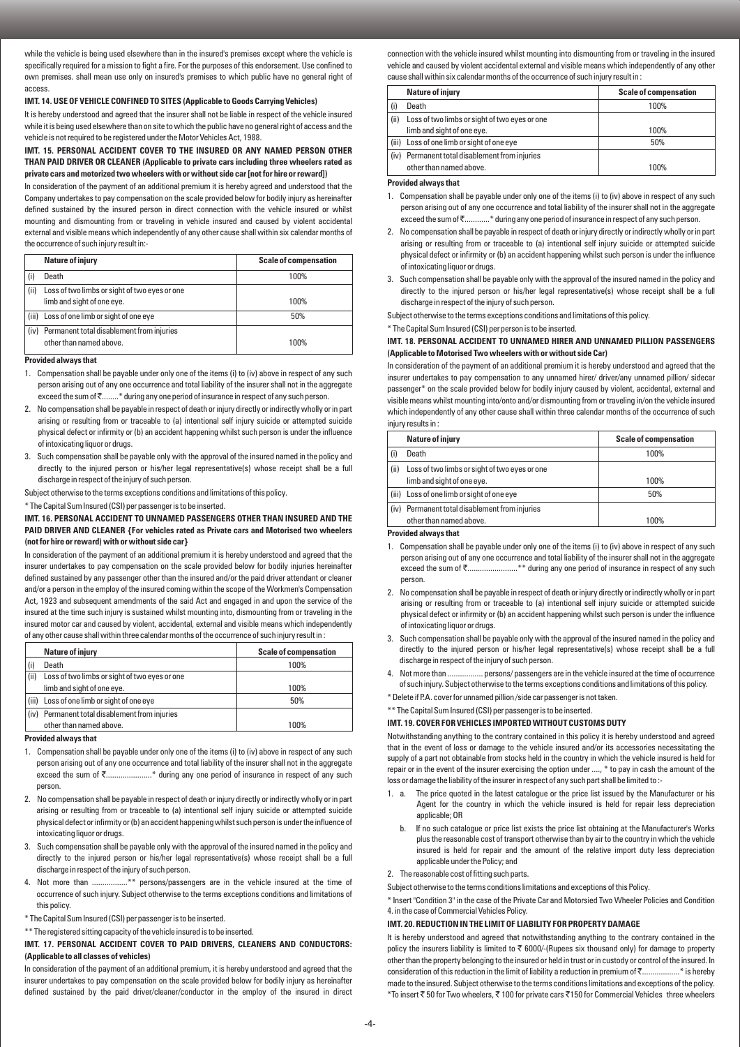while the vehicle is being used elsewhere than in the insured's premises except where the vehicle is specifically required for a mission to fight a fire. For the purposes of this endorsement. Use confined to own premises. shall mean use only on insured's premises to which public have no general right of access.

**IMT. 14. USE OF VEHICLE CONFINED TO SITES (Applicable to Goods Carrying Vehicles)**

It is hereby understood and agreed that the insurer shall not be liable in respect of the vehicle insured while it is being used elsewhere than on site to which the public have no general right of access and the vehicle is not required to be registered under the Motor Vehicles Act, 1988.

**IMT. 15. PERSONAL ACCIDENT COVER TO THE INSURED OR ANY NAMED PERSON OTHER THAN PAID DRIVER OR CLEANER (Applicable to private cars including three wheelers rated as private cars and motorized two wheelers with or without side car [not for hire or reward])**

In consideration of the payment of an additional premium it is hereby agreed and understood that the Company undertakes to pay compensation on the scale provided below for bodily injury as hereinafter defined sustained by the insured person in direct connection with the vehicle insured or whilst mounting and dismounting from or traveling in vehicle insured and caused by violent accidental external and visible means which independently of any other cause shall within six calendar months of the occurrence of such injury result in:-

| | Nature of injury | Scale of compensation |
|---|---|---|
| (i) | Death | 100% |
| (ii) | Loss of two limbs or sight of two eyes or one limb and sight of one eye. | 100% |
| (iii) | Loss of one limb or sight of one eye | 50% |
| (iv) | Permanent total disablement from injuries other than named above. | 100% |

**Provided always that**

1. Compensation shall be payable under only one of the items (i) to (iv) above in respect of any such person arising out of any one occurrence and total liability of the insurer shall not in the aggregate exceed the sum of ₹.........* during any one period of insurance in respect of any such person.
2. No compensation shall be payable in respect of death or injury directly or indirectly wholly or in part arising or resulting from or traceable to (a) intentional self injury suicide or attempted suicide physical defect or infirmity or (b) an accident happening whilst such person is under the influence of intoxicating liquor or drugs.
3. Such compensation shall be payable only with the approval of the insured named in the policy and directly to the injured person or his/her legal representative(s) whose receipt shall be a full discharge in respect of the injury of such person.

Subject otherwise to the terms exceptions conditions and limitations of this policy.

\* The Capital Sum Insured (CSI) per passenger is to be inserted.

**IMT. 16. PERSONAL ACCIDENT TO UNNAMED PASSENGERS OTHER THAN INSURED AND THE PAID DRIVER AND CLEANER {For vehicles rated as Private cars and Motorised two wheelers (not for hire or reward) with or without side car}**

In consideration of the payment of an additional premium it is hereby understood and agreed that the insurer undertakes to pay compensation on the scale provided below for bodily injuries hereinafter defined sustained by any passenger other than the insured and/or the paid driver attendant or cleaner and/or a person in the employ of the insured coming within the scope of the Workmen's Compensation Act, 1923 and subsequent amendments of the said Act and engaged in and upon the service of the insured at the time such injury is sustained whilst mounting into, dismounting from or traveling in the insured motor car and caused by violent, accidental, external and visible means which independently of any other cause shall within three calendar months of the occurrence of such injury result in :

| | Nature of injury | Scale of compensation |
|---|---|---|
| (i) | Death | 100% |
| (ii) | Loss of two limbs or sight of two eyes or one limb and sight of one eye. | 100% |
| (iii) | Loss of one limb or sight of one eye | 50% |
| (iv) | Permanent total disablement from injuries other than named above. | 100% |

**Provided always that**

1. Compensation shall be payable under only one of the items (i) to (iv) above in respect of any such person arising out of any one occurrence and total liability of the insurer shall not in the aggregate exceed the sum of ₹......................* during any one period of insurance in respect of any such person.
2. No compensation shall be payable in respect of death or injury directly or indirectly wholly or in part arising or resulting from or traceable to (a) intentional self injury suicide or attempted suicide physical defect or infirmity or (b) an accident happening whilst such person is under the influence of intoxicating liquor or drugs.
3. Such compensation shall be payable only with the approval of the insured named in the policy and directly to the injured person or his/her legal representative(s) whose receipt shall be a full discharge in respect of the injury of such person.
4. Not more than .................** persons/passengers are in the vehicle insured at the time of occurrence of such injury. Subject otherwise to the terms exceptions conditions and limitations of this policy.

\* The Capital Sum Insured (CSI) per passenger is to be inserted.

\*\* The registered sitting capacity of the vehicle insured is to be inserted.

**IMT. 17. PERSONAL ACCIDENT COVER TO PAID DRIVERS, CLEANERS AND CONDUCTORS: (Applicable to all classes of vehicles)**

In consideration of the payment of an additional premium, it is hereby understood and agreed that the insurer undertakes to pay compensation on the scale provided below for bodily injury as hereinafter defined sustained by the paid driver/cleaner/conductor in the employ of the insured in direct connection with the vehicle insured whilst mounting into dismounting from or traveling in the insured vehicle and caused by violent accidental external and visible means which independently of any other cause shall within six calendar months of the occurrence of such injury result in :

| | Nature of injury | Scale of compensation |
|---|---|---|
| (i) | Death | 100% |
| (ii) | Loss of two limbs or sight of two eyes or one limb and sight of one eye. | 100% |
| (iii) | Loss of one limb or sight of one eye | 50% |
| (iv) | Permanent total disablement from injuries other than named above. | 100% |

**Provided always that**

1. Compensation shall be payable under only one of the items (i) to (iv) above in respect of any such person arising out of any one occurrence and total liability of the insurer shall not in the aggregate exceed the sum of ₹............* during any one period of insurance in respect of any such person.
2. No compensation shall be payable in respect of death or injury directly or indirectly wholly or in part arising or resulting from or traceable to (a) intentional self injury suicide or attempted suicide physical defect or infirmity or (b) an accident happening whilst such person is under the influence of intoxicating liquor or drugs.
3. Such compensation shall be payable only with the approval of the insured named in the policy and directly to the injured person or his/her legal representative(s) whose receipt shall be a full discharge in respect of the injury of such person.

Subject otherwise to the terms exceptions conditions and limitations of this policy.

\* The Capital Sum Insured (CSI) per person is to be inserted.

**IMT. 18. PERSONAL ACCIDENT TO UNNAMED HIRER AND UNNAMED PILLION PASSENGERS (Applicable to Motorised Two wheelers with or without side Car)**

In consideration of the payment of an additional premium it is hereby understood and agreed that the insurer undertakes to pay compensation to any unnamed hirer/ driver/any unnamed pillion/ sidecar passenger* on the scale provided below for bodily injury caused by violent, accidental, external and visible means whilst mounting into/onto and/or dismounting from or traveling in/on the vehicle insured which independently of any other cause shall within three calendar months of the occurrence of such injury results in :

| | Nature of injury | Scale of compensation |
|---|---|---|
| (i) | Death | 100% |
| (ii) | Loss of two limbs or sight of two eyes or one limb and sight of one eye. | 100% |
| (iii) | Loss of one limb or sight of one eye | 50% |
| (iv) | Permanent total disablement from injuries other than named above. | 100% |

**Provided always that**

1. Compensation shall be payable under only one of the items (i) to (iv) above in respect of any such person arising out of any one occurrence and total liability of the insurer shall not in the aggregate exceed the sum of ₹........................** during any one period of insurance in respect of any such person.
2. No compensation shall be payable in respect of death or injury directly or indirectly wholly or in part arising or resulting from or traceable to (a) intentional self injury suicide or attempted suicide physical defect or infirmity or (b) an accident happening whilst such person is under the influence of intoxicating liquor or drugs.
3. Such compensation shall be payable only with the approval of the insured named in the policy and directly to the injured person or his/her legal representative(s) whose receipt shall be a full discharge in respect of the injury of such person.
4. Not more than ................. persons/ passengers are in the vehicle insured at the time of occurrence of such injury. Subject otherwise to the terms exceptions conditions and limitations of this policy.

\* Delete if P.A. cover for unnamed pillion /side car passenger is not taken.

\*\* The Capital Sum Insured (CSI) per passenger is to be inserted.

**IMT. 19. COVER FOR VEHICLES IMPORTED WITHOUT CUSTOMS DUTY**

Notwithstanding anything to the contrary contained in this policy it is hereby understood and agreed that in the event of loss or damage to the vehicle insured and/or its accessories necessitating the supply of a part not obtainable from stocks held in the country in which the vehicle insured is held for repair or in the event of the insurer exercising the option under ...., * to pay in cash the amount of the loss or damage the liability of the insurer in respect of any such part shall be limited to :-

1. a. The price quoted in the latest catalogue or the price list issued by the Manufacturer or his Agent for the country in which the vehicle insured is held for repair less depreciation applicable; OR

   b. If no such catalogue or price list exists the price list obtaining at the Manufacturer's Works plus the reasonable cost of transport otherwise than by air to the country in which the vehicle insured is held for repair and the amount of the relative import duty less depreciation applicable under the Policy; and
2. The reasonable cost of fitting such parts.

Subject otherwise to the terms conditions limitations and exceptions of this Policy.

\* Insert "Condition 3" in the case of the Private Car and Motorsied Two Wheeler Policies and Condition 4. in the case of Commercial Vehicles Policy.

**IMT. 20. REDUCTION IN THE LIMIT OF LIABILITY FOR PROPERTY DAMAGE**

It is hereby understood and agreed that notwithstanding anything to the contrary contained in the policy the insurers liability is limited to ₹ 6000/-(Rupees six thousand only) for damage to property other than the property belonging to the insured or held in trust or in custody or control of the insured. In consideration of this reduction in the limit of liability a reduction in premium of ₹..................* is hereby made to the insured. Subject otherwise to the terms conditions limitations and exceptions of the policy.

\*To insert ₹ 50 for Two wheelers, ₹ 100 for private cars ₹150 for Commercial Vehicles three wheelers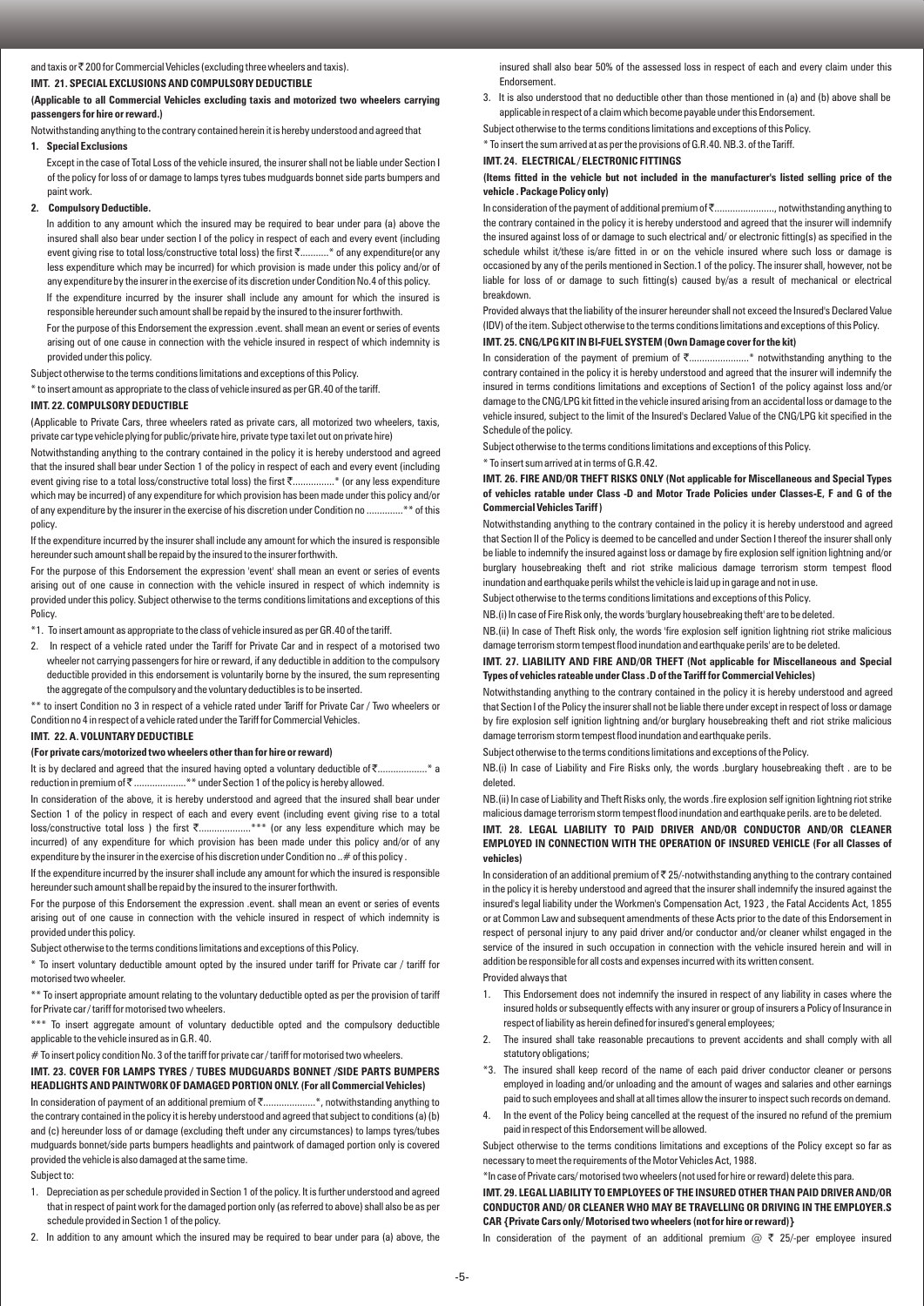and taxis or ₹ 200 for Commercial Vehicles (excluding three wheelers and taxis).

### IMT. 21. SPECIAL EXCLUSIONS AND COMPULSORY DEDUCTIBLE

**(Applicable to all Commercial Vehicles excluding taxis and motorized two wheelers carrying passengers for hire or reward.)**

Notwithstanding anything to the contrary contained herein it is hereby understood and agreed that

**1. Special Exclusions**

Except in the case of Total Loss of the vehicle insured, the insurer shall not be liable under Section I of the policy for loss of or damage to lamps tyres tubes mudguards bonnet side parts bumpers and paint work.

**2. Compulsory Deductible.**

In addition to any amount which the insured may be required to bear under para (a) above the insured shall also bear under section I of the policy in respect of each and every event (including event giving rise to total loss/constructive total loss) the first ₹...........* of any expenditure(or any less expenditure which may be incurred) for which provision is made under this policy and/or of any expenditure by the insurer in the exercise of its discretion under Condition No.4 of this policy.

If the expenditure incurred by the insurer shall include any amount for which the insured is responsible hereunder such amount shall be repaid by the insured to the insurer forthwith.

For the purpose of this Endorsement the expression .event. shall mean an event or series of events arising out of one cause in connection with the vehicle insured in respect of which indemnity is provided under this policy.

Subject otherwise to the terms conditions limitations and exceptions of this Policy.

* to insert amount as appropriate to the class of vehicle insured as per GR.40 of the tariff.

### IMT. 22. COMPULSORY DEDUCTIBLE

(Applicable to Private Cars, three wheelers rated as private cars, all motorized two wheelers, taxis, private car type vehicle plying for public/private hire, private type taxi let out on private hire)

Notwithstanding anything to the contrary contained in the policy it is hereby understood and agreed that the insured shall bear under Section 1 of the policy in respect of each and every event (including event giving rise to a total loss/constructive total loss) the first ₹................* (or any less expenditure which may be incurred) of any expenditure for which provision has been made under this policy and/or of any expenditure by the insurer in the exercise of his discretion under Condition no .............** of this policy.

If the expenditure incurred by the insurer shall include any amount for which the insured is responsible hereunder such amount shall be repaid by the insured to the insurer forthwith.

For the purpose of this Endorsement the expression 'event' shall mean an event or series of events arising out of one cause in connection with the vehicle insured in respect of which indemnity is provided under this policy. Subject otherwise to the terms conditions limitations and exceptions of this Policy.

*1. To insert amount as appropriate to the class of vehicle insured as per GR.40 of the tariff.

2. In respect of a vehicle rated under the Tariff for Private Car and in respect of a motorised two wheeler not carrying passengers for hire or reward, if any deductible in addition to the compulsory deductible provided in this endorsement is voluntarily borne by the insured, the sum representing the aggregate of the compulsory and the voluntary deductibles is to be inserted.

** to insert Condition no 3 in respect of a vehicle rated under Tariff for Private Car / Two wheelers or Condition no 4 in respect of a vehicle rated under the Tariff for Commercial Vehicles.

### IMT. 22. A. VOLUNTARY DEDUCTIBLE

**(For private cars/motorized two wheelers other than for hire or reward)**

It is by declared and agreed that the insured having opted a voluntary deductible of ₹..................* a reduction in premium of ₹ ...................** under Section 1 of the policy is hereby allowed.

In consideration of the above, it is hereby understood and agreed that the insured shall bear under Section 1 of the policy in respect of each and every event (including event giving rise to a total loss/constructive total loss ) the first ₹...................*** (or any less expenditure which may be incurred) of any expenditure for which provision has been made under this policy and/or of any expenditure by the insurer in the exercise of his discretion under Condition no ..# of this policy .

If the expenditure incurred by the insurer shall include any amount for which the insured is responsible hereunder such amount shall be repaid by the insured to the insurer forthwith.

For the purpose of this Endorsement the expression .event. shall mean an event or series of events arising out of one cause in connection with the vehicle insured in respect of which indemnity is provided under this policy.

Subject otherwise to the terms conditions limitations and exceptions of this Policy.

* To insert voluntary deductible amount opted by the insured under tariff for Private car / tariff for motorised two wheeler.

** To insert appropriate amount relating to the voluntary deductible opted as per the provision of tariff for Private car / tariff for motorised two wheelers.

*** To insert aggregate amount of voluntary deductible opted and the compulsory deductible applicable to the vehicle insured as in G.R. 40.

# To insert policy condition No. 3 of the tariff for private car / tariff for motorised two wheelers.

### IMT. 23. COVER FOR LAMPS TYRES / TUBES MUDGUARDS BONNET /SIDE PARTS BUMPERS HEADLIGHTS AND PAINTWORK OF DAMAGED PORTION ONLY. (For all Commercial Vehicles)

In consideration of payment of an additional premium of ₹...................*, notwithstanding anything to the contrary contained in the policy it is hereby understood and agreed that subject to conditions (a) (b) and (c) hereunder loss of or damage (excluding theft under any circumstances) to lamps tyres/tubes mudguards bonnet/side parts bumpers headlights and paintwork of damaged portion only is covered provided the vehicle is also damaged at the same time.

Subject to:

1. Depreciation as per schedule provided in Section 1 of the policy. It is further understood and agreed that in respect of paint work for the damaged portion only (as referred to above) shall also be as per schedule provided in Section 1 of the policy.
2. In addition to any amount which the insured may be required to bear under para (a) above, the insured shall also bear 50% of the assessed loss in respect of each and every claim under this Endorsement.
3. It is also understood that no deductible other than those mentioned in (a) and (b) above shall be applicable in respect of a claim which become payable under this Endorsement.

Subject otherwise to the terms conditions limitations and exceptions of this Policy.

* To insert the sum arrived at as per the provisions of G.R.40. NB.3. of the Tariff.

### IMT. 24. ELECTRICAL / ELECTRONIC FITTINGS

**(Items fitted in the vehicle but not included in the manufacturer's listed selling price of the vehicle . Package Policy only)**

In consideration of the payment of additional premium of ₹......................., notwithstanding anything to the contrary contained in the policy it is hereby understood and agreed that the insurer will indemnify the insured against loss of or damage to such electrical and/ or electronic fitting(s) as specified in the schedule whilst it/these is/are fitted in or on the vehicle insured where such loss or damage is occasioned by any of the perils mentioned in Section.1 of the policy. The insurer shall, however, not be liable for loss of or damage to such fitting(s) caused by/as a result of mechanical or electrical breakdown.

Provided always that the liability of the insurer hereunder shall not exceed the Insured's Declared Value (IDV) of the item. Subject otherwise to the terms conditions limitations and exceptions of this Policy.

### IMT. 25. CNG/LPG KIT IN BI-FUEL SYSTEM (Own Damage cover for the kit)

In consideration of the payment of premium of ₹.......................* notwithstanding anything to the contrary contained in the policy it is hereby understood and agreed that the insurer will indemnify the insured in terms conditions limitations and exceptions of Section1 of the policy against loss and/or damage to the CNG/LPG kit fitted in the vehicle insured arising from an accidental loss or damage to the vehicle insured, subject to the limit of the Insured's Declared Value of the CNG/LPG kit specified in the Schedule of the policy.

Subject otherwise to the terms conditions limitations and exceptions of this Policy.

* To insert sum arrived at in terms of G.R.42.

### IMT. 26. FIRE AND/OR THEFT RISKS ONLY (Not applicable for Miscellaneous and Special Types of vehicles ratable under Class -D and Motor Trade Policies under Classes-E, F and G of the Commercial Vehicles Tariff )

Notwithstanding anything to the contrary contained in the policy it is hereby understood and agreed that Section II of the Policy is deemed to be cancelled and under Section I thereof the insurer shall only be liable to indemnify the insured against loss or damage by fire explosion self ignition lightning and/or burglary housebreaking theft and riot strike malicious damage terrorism storm tempest flood inundation and earthquake perils whilst the vehicle is laid up in garage and not in use.

Subject otherwise to the terms conditions limitations and exceptions of this Policy.

NB.(i) In case of Fire Risk only, the words 'burglary housebreaking theft' are to be deleted.

NB.(ii) In case of Theft Risk only, the words 'fire explosion self ignition lightning riot strike malicious damage terrorism storm tempest flood inundation and earthquake perils' are to be deleted.

### IMT. 27. LIABILITY AND FIRE AND/OR THEFT (Not applicable for Miscellaneous and Special Types of vehicles rateable under Class .D of the Tariff for Commercial Vehicles)

Notwithstanding anything to the contrary contained in the policy it is hereby understood and agreed that Section I of the Policy the insurer shall not be liable there under except in respect of loss or damage by fire explosion self ignition lightning and/or burglary housebreaking theft and riot strike malicious damage terrorism storm tempest flood inundation and earthquake perils.

Subject otherwise to the terms conditions limitations and exceptions of the Policy.

NB.(i) In case of Liability and Fire Risks only, the words .burglary housebreaking theft . are to be deleted.

NB.(ii) In case of Liability and Theft Risks only, the words .fire explosion self ignition lightning riot strike malicious damage terrorism storm tempest flood inundation and earthquake perils. are to be deleted.

### IMT. 28. LEGAL LIABILITY TO PAID DRIVER AND/OR CONDUCTOR AND/OR CLEANER EMPLOYED IN CONNECTION WITH THE OPERATION OF INSURED VEHICLE (For all Classes of vehicles)

In consideration of an additional premium of ₹ 25/-notwithstanding anything to the contrary contained in the policy it is hereby understood and agreed that the insurer shall indemnify the insured against the insured's legal liability under the Workmen's Compensation Act, 1923 , the Fatal Accidents Act, 1855 or at Common Law and subsequent amendments of these Acts prior to the date of this Endorsement in respect of personal injury to any paid driver and/or conductor and/or cleaner whilst engaged in the service of the insured in such occupation in connection with the vehicle insured herein and will in addition be responsible for all costs and expenses incurred with its written consent.

Provided always that

1. This Endorsement does not indemnify the insured in respect of any liability in cases where the insured holds or subsequently effects with any insurer or group of insurers a Policy of Insurance in respect of liability as herein defined for insured's general employees;
2. The insured shall take reasonable precautions to prevent accidents and shall comply with all statutory obligations;

*3. The insured shall keep record of the name of each paid driver conductor cleaner or persons employed in loading and/or unloading and the amount of wages and salaries and other earnings paid to such employees and shall at all times allow the insurer to inspect such records on demand.

4. In the event of the Policy being cancelled at the request of the insured no refund of the premium paid in respect of this Endorsement will be allowed.

Subject otherwise to the terms conditions limitations and exceptions of the Policy except so far as necessary to meet the requirements of the Motor Vehicles Act, 1988.

*In case of Private cars/ motorised two wheelers (not used for hire or reward) delete this para.

### IMT. 29. LEGAL LIABILITY TO EMPLOYEES OF THE INSURED OTHER THAN PAID DRIVER AND/OR CONDUCTOR AND/ OR CLEANER WHO MAY BE TRAVELLING OR DRIVING IN THE EMPLOYER.S CAR {Private Cars only/ Motorised two wheelers (not for hire or reward)}

In consideration of the payment of an additional premium @ ₹ 25/-per employee insured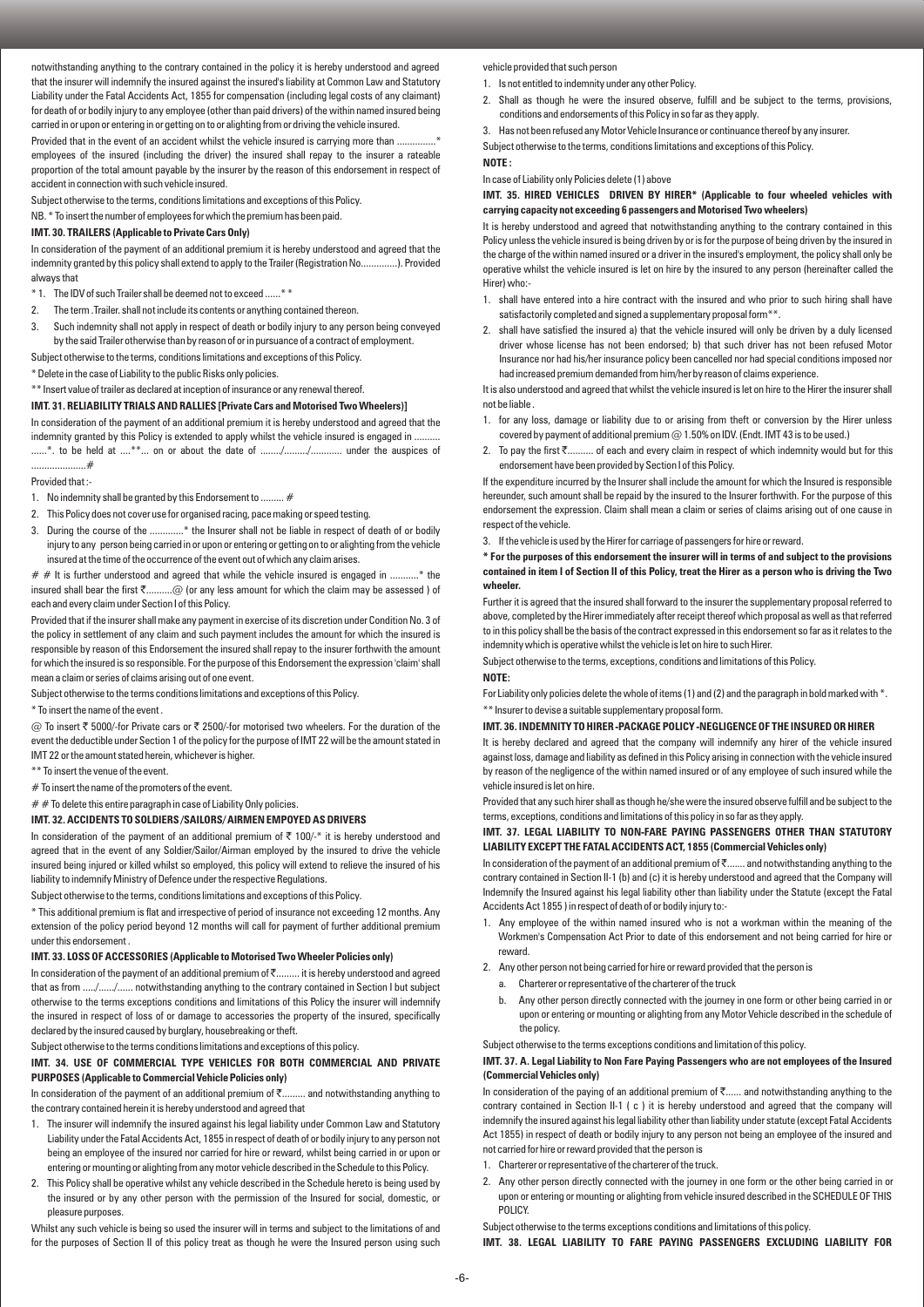notwithstanding anything to the contrary contained in the policy it is hereby understood and agreed that the insurer will indemnify the insured against the insured's liability at Common Law and Statutory Liability under the Fatal Accidents Act, 1855 for compensation (including legal costs of any claimant) for death of or bodily injury to any employee (other than paid drivers) of the within named insured being carried in or upon or entering in or getting on to or alighting from or driving the vehicle insured.

Provided that in the event of an accident whilst the vehicle insured is carrying more than ...............* employees of the insured (including the driver) the insured shall repay to the insurer a rateable proportion of the total amount payable by the insurer by the reason of this endorsement in respect of accident in connection with such vehicle insured.

Subject otherwise to the terms, conditions limitations and exceptions of this Policy.

NB. * To insert the number of employees for which the premium has been paid.

### IMT. 30. TRAILERS (Applicable to Private Cars Only)

In consideration of the payment of an additional premium it is hereby understood and agreed that the indemnity granted by this policy shall extend to apply to the Trailer (Registration No..............). Provided always that

* 1. The IDV of such Trailer shall be deemed not to exceed ......* *
2. The term .Trailer. shall not include its contents or anything contained thereon.
3. Such indemnity shall not apply in respect of death or bodily injury to any person being conveyed by the said Trailer otherwise than by reason of or in pursuance of a contract of employment.

Subject otherwise to the terms, conditions limitations and exceptions of this Policy.

* Delete in the case of Liability to the public Risks only policies.

** Insert value of trailer as declared at inception of insurance or any renewal thereof.

### IMT. 31. RELIABILITY TRIALS AND RALLIES [Private Cars and Motorised Two Wheelers)]

In consideration of the payment of an additional premium it is hereby understood and agreed that the indemnity granted by this Policy is extended to apply whilst the vehicle insured is engaged in .......... ......*. to be held at ....**... on or about the date of ......../........./............ under the auspices of .....................#

Provided that :-

1. No indemnity shall be granted by this Endorsement to ......... #
2. This Policy does not cover use for organised racing, pace making or speed testing.
3. During the course of the .............* the Insurer shall not be liable in respect of death of or bodily injury to any person being carried in or upon or entering or getting on to or alighting from the vehicle insured at the time of the occurrence of the event out of which any claim arises.

# # It is further understood and agreed that while the vehicle insured is engaged in ...........* the insured shall bear the first ₹..........@ (or any less amount for which the claim may be assessed ) of each and every claim under Section I of this Policy.

Provided that if the insurer shall make any payment in exercise of its discretion under Condition No. 3 of the policy in settlement of any claim and such payment includes the amount for which the insured is responsible by reason of this Endorsement the insured shall repay to the insurer forthwith the amount for which the insured is so responsible. For the purpose of this Endorsement the expression 'claim' shall mean a claim or series of claims arising out of one event.

Subject otherwise to the terms conditions limitations and exceptions of this Policy.

* To insert the name of the event .

@ To insert ₹ 5000/-for Private cars or ₹ 2500/-for motorised two wheelers. For the duration of the event the deductible under Section 1 of the policy for the purpose of IMT 22 will be the amount stated in IMT 22 or the amount stated herein, whichever is higher.

** To insert the venue of the event.

# To insert the name of the promoters of the event.

# # To delete this entire paragraph in case of Liability Only policies.

### IMT. 32. ACCIDENTS TO SOLDIERS /SAILORS/ AIRMEN EMPOYED AS DRIVERS

In consideration of the payment of an additional premium of ₹ 100/-* it is hereby understood and agreed that in the event of any Soldier/Sailor/Airman employed by the insured to drive the vehicle insured being injured or killed whilst so employed, this policy will extend to relieve the insured of his liability to indemnify Ministry of Defence under the respective Regulations.

Subject otherwise to the terms, conditions limitations and exceptions of this Policy.

* This additional premium is flat and irrespective of period of insurance not exceeding 12 months. Any extension of the policy period beyond 12 months will call for payment of further additional premium under this endorsement .

### IMT. 33. LOSS OF ACCESSORIES (Applicable to Motorised Two Wheeler Policies only)

In consideration of the payment of an additional premium of ₹......... it is hereby understood and agreed that as from ...../....../...... notwithstanding anything to the contrary contained in Section I but subject otherwise to the terms exceptions conditions and limitations of this Policy the insurer will indemnify the insured in respect of loss of or damage to accessories the property of the insured, specifically declared by the insured caused by burglary, housebreaking or theft.

Subject otherwise to the terms conditions limitations and exceptions of this policy.

### IMT. 34. USE OF COMMERCIAL TYPE VEHICLES FOR BOTH COMMERCIAL AND PRIVATE PURPOSES (Applicable to Commercial Vehicle Policies only)

In consideration of the payment of an additional premium of ₹......... and notwithstanding anything to the contrary contained herein it is hereby understood and agreed that

1. The insurer will indemnify the insured against his legal liability under Common Law and Statutory Liability under the Fatal Accidents Act, 1855 in respect of death of or bodily injury to any person not being an employee of the insured nor carried for hire or reward, whilst being carried in or upon or entering or mounting or alighting from any motor vehicle described in the Schedule to this Policy.
2. This Policy shall be operative whilst any vehicle described in the Schedule hereto is being used by the insured or by any other person with the permission of the Insured for social, domestic, or pleasure purposes.

Whilst any such vehicle is being so used the insurer will in terms and subject to the limitations of and for the purposes of Section II of this policy treat as though he were the Insured person using such vehicle provided that such person

1. Is not entitled to indemnity under any other Policy.
2. Shall as though he were the insured observe, fulfill and be subject to the terms, provisions, conditions and endorsements of this Policy in so far as they apply.
3. Has not been refused any Motor Vehicle Insurance or continuance thereof by any insurer.

Subject otherwise to the terms, conditions limitations and exceptions of this Policy.

**NOTE :**

In case of Liability only Policies delete (1) above

### IMT. 35. HIRED VEHICLES DRIVEN BY HIRER* (Applicable to four wheeled vehicles with carrying capacity not exceeding 6 passengers and Motorised Two wheelers)

It is hereby understood and agreed that notwithstanding anything to the contrary contained in this Policy unless the vehicle insured is being driven by or is for the purpose of being driven by the insured in the charge of the within named insured or a driver in the insured's employment, the policy shall only be operative whilst the vehicle insured is let on hire by the insured to any person (hereinafter called the Hirer) who:-

1. shall have entered into a hire contract with the insured and who prior to such hiring shall have satisfactorily completed and signed a supplementary proposal form**.
2. shall have satisfied the insured a) that the vehicle insured will only be driven by a duly licensed driver whose license has not been endorsed; b) that such driver has not been refused Motor Insurance nor had his/her insurance policy been cancelled nor had special conditions imposed nor had increased premium demanded from him/her by reason of claims experience.

It is also understood and agreed that whilst the vehicle insured is let on hire to the Hirer the insurer shall not be liable .

1. for any loss, damage or liability due to or arising from theft or conversion by the Hirer unless covered by payment of additional premium @ 1.50% on IDV. (Endt. IMT 43 is to be used.)
2. To pay the first ₹.......... of each and every claim in respect of which indemnity would but for this endorsement have been provided by Section I of this Policy.

If the expenditure incurred by the Insurer shall include the amount for which the Insured is responsible hereunder, such amount shall be repaid by the insured to the Insurer forthwith. For the purpose of this endorsement the expression. Claim shall mean a claim or series of claims arising out of one cause in respect of the vehicle.

3. If the vehicle is used by the Hirer for carriage of passengers for hire or reward.

**\* For the purposes of this endorsement the insurer will in terms of and subject to the provisions contained in item I of Section II of this Policy, treat the Hirer as a person who is driving the Two wheeler.**

Further it is agreed that the insured shall forward to the insurer the supplementary proposal referred to above, completed by the Hirer immediately after receipt thereof which proposal as well as that referred to in this policy shall be the basis of the contract expressed in this endorsement so far as it relates to the indemnity which is operative whilst the vehicle is let on hire to such Hirer.

Subject otherwise to the terms, exceptions, conditions and limitations of this Policy.

**NOTE:**

For Liability only policies delete the whole of items (1) and (2) and the paragraph in bold marked with *.

** Insurer to devise a suitable supplementary proposal form.

### IMT. 36. INDEMNITY TO HIRER -PACKAGE POLICY -NEGLIGENCE OF THE INSURED OR HIRER

It is hereby declared and agreed that the company will indemnify any hirer of the vehicle insured against loss, damage and liability as defined in this Policy arising in connection with the vehicle insured by reason of the negligence of the within named insured or of any employee of such insured while the vehicle insured is let on hire.

Provided that any such hirer shall as though he/she were the insured observe fulfill and be subject to the terms, exceptions, conditions and limitations of this policy in so far as they apply.

### IMT. 37. LEGAL LIABILITY TO NON-FARE PAYING PASSENGERS OTHER THAN STATUTORY LIABILITY EXCEPT THE FATAL ACCIDENTS ACT, 1855 (Commercial Vehicles only)

In consideration of the payment of an additional premium of ₹....... and notwithstanding anything to the contrary contained in Section II-1 (b) and (c) it is hereby understood and agreed that the Company will Indemnify the Insured against his legal liability other than liability under the Statute (except the Fatal Accidents Act 1855 ) in respect of death of or bodily injury to:-

1. Any employee of the within named insured who is not a workman within the meaning of the Workmen's Compensation Act Prior to date of this endorsement and not being carried for hire or reward.
2. Any other person not being carried for hire or reward provided that the person is
   a. Charterer or representative of the charterer of the truck
   b. Any other person directly connected with the journey in one form or other being carried in or upon or entering or mounting or alighting from any Motor Vehicle described in the schedule of the policy.

Subject otherwise to the terms exceptions conditions and limitation of this policy.

### IMT. 37. A. Legal Liability to Non Fare Paying Passengers who are not employees of the Insured (Commercial Vehicles only)

In consideration of the paying of an additional premium of ₹...... and notwithstanding anything to the contrary contained in Section II-1 ( c ) it is hereby understood and agreed that the company will indemnify the insured against his legal liability other than liability under statute (except Fatal Accidents Act 1855) in respect of death or bodily injury to any person not being an employee of the insured and not carried for hire or reward provided that the person is

1. Charterer or representative of the charterer of the truck.
2. Any other person directly connected with the journey in one form or the other being carried in or upon or entering or mounting or alighting from vehicle insured described in the SCHEDULE OF THIS POLICY.

Subject otherwise to the terms exceptions conditions and limitations of this policy.

### IMT. 38. LEGAL LIABILITY TO FARE PAYING PASSENGERS EXCLUDING LIABILITY FOR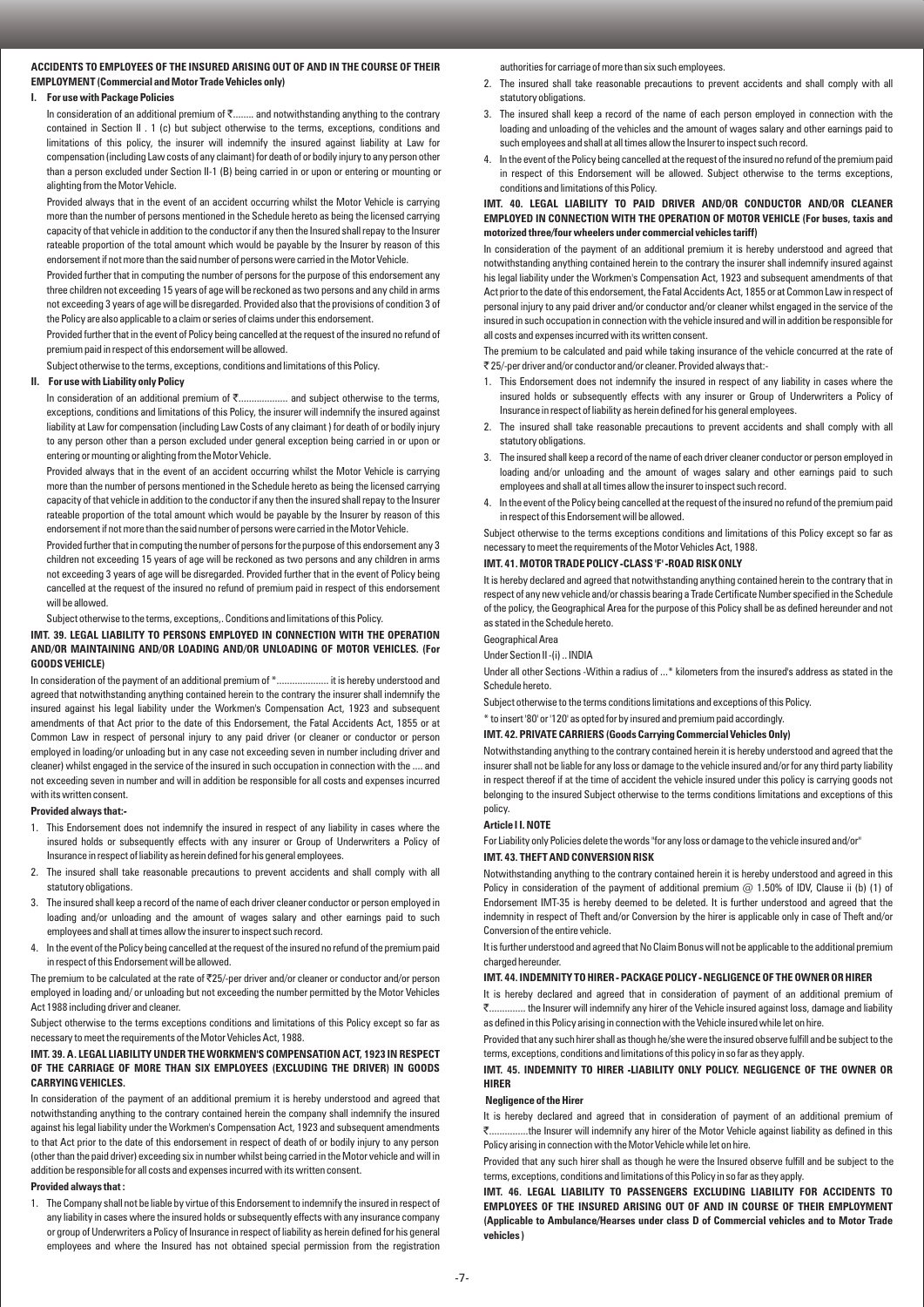**ACCIDENTS TO EMPLOYEES OF THE INSURED ARISING OUT OF AND IN THE COURSE OF THEIR EMPLOYMENT (Commercial and Motor Trade Vehicles only)**

**I. For use with Package Policies**

In consideration of an additional premium of ₹........ and notwithstanding anything to the contrary contained in Section II . 1 (c) but subject otherwise to the terms, exceptions, conditions and limitations of this policy, the insurer will indemnify the insured against liability at Law for compensation (including Law costs of any claimant) for death of or bodily injury to any person other than a person excluded under Section II-1 (B) being carried in or upon or entering or mounting or alighting from the Motor Vehicle.

Provided always that in the event of an accident occurring whilst the Motor Vehicle is carrying more than the number of persons mentioned in the Schedule hereto as being the licensed carrying capacity of that vehicle in addition to the conductor if any then the Insured shall repay to the Insurer rateable proportion of the total amount which would be payable by the Insurer by reason of this endorsement if not more than the said number of persons were carried in the Motor Vehicle.

Provided further that in computing the number of persons for the purpose of this endorsement any three children not exceeding 15 years of age will be reckoned as two persons and any child in arms not exceeding 3 years of age will be disregarded. Provided also that the provisions of condition 3 of the Policy are also applicable to a claim or series of claims under this endorsement.

Provided further that in the event of Policy being cancelled at the request of the insured no refund of premium paid in respect of this endorsement will be allowed.

Subject otherwise to the terms, exceptions, conditions and limitations of this Policy.

**II. For use with Liability only Policy**

In consideration of an additional premium of ₹.................... and subject otherwise to the terms, exceptions, conditions and limitations of this Policy, the insurer will indemnify the insured against liability at Law for compensation (including Law Costs of any claimant ) for death of or bodily injury to any person other than a person excluded under general exception being carried in or upon or entering or mounting or alighting from the Motor Vehicle.

Provided always that in the event of an accident occurring whilst the Motor Vehicle is carrying more than the number of persons mentioned in the Schedule hereto as being the licensed carrying capacity of that vehicle in addition to the conductor if any then the insured shall repay to the Insurer rateable proportion of the total amount which would be payable by the Insurer by reason of this endorsement if not more than the said number of persons were carried in the Motor Vehicle.

Provided further that in computing the number of persons for the purpose of this endorsement any 3 children not exceeding 15 years of age will be reckoned as two persons and any children in arms not exceeding 3 years of age will be disregarded. Provided further that in the event of Policy being cancelled at the request of the insured no refund of premium paid in respect of this endorsement will be allowed.

Subject otherwise to the terms, exceptions,. Conditions and limitations of this Policy.

**IMT. 39. LEGAL LIABILITY TO PERSONS EMPLOYED IN CONNECTION WITH THE OPERATION AND/OR MAINTAINING AND/OR LOADING AND/OR UNLOADING OF MOTOR VEHICLES. (For GOODS VEHICLE)**

In consideration of the payment of an additional premium of *.................... it is hereby understood and agreed that notwithstanding anything contained herein to the contrary the insurer shall indemnify the insured against his legal liability under the Workmen's Compensation Act, 1923 and subsequent amendments of that Act prior to the date of this Endorsement, the Fatal Accidents Act, 1855 or at Common Law in respect of personal injury to any paid driver (or cleaner or conductor or person employed in loading/or unloading but in any case not exceeding seven in number including driver and cleaner) whilst engaged in the service of the insured in such occupation in connection with the .... and not exceeding seven in number and will in addition be responsible for all costs and expenses incurred with its written consent.

**Provided always that:-**

1. This Endorsement does not indemnify the insured in respect of any liability in cases where the insured holds or subsequently effects with any insurer or Group of Underwriters a Policy of Insurance in respect of liability as herein defined for his general employees.
2. The insured shall take reasonable precautions to prevent accidents and shall comply with all statutory obligations.
3. The insured shall keep a record of the name of each driver cleaner conductor or person employed in loading and/or unloading and the amount of wages salary and other earnings paid to such employees and shall at all times allow the insurer to inspect such record.
4. In the event of the Policy being cancelled at the request of the insured no refund of the premium paid in respect of this Endorsement will be allowed.

The premium to be calculated at the rate of ₹25/-per driver and/or cleaner or conductor and/or person employed in loading and/ or unloading but not exceeding the number permitted by the Motor Vehicles Act 1988 including driver and cleaner.

Subject otherwise to the terms exceptions conditions and limitations of this Policy except so far as necessary to meet the requirements of the Motor Vehicles Act, 1988.

**IMT. 39. A. LEGAL LIABILITY UNDER THE WORKMEN'S COMPENSATION ACT, 1923 IN RESPECT OF THE CARRIAGE OF MORE THAN SIX EMPLOYEES (EXCLUDING THE DRIVER) IN GOODS CARRYING VEHICLES.**

In consideration of the payment of an additional premium it is hereby understood and agreed that notwithstanding anything to the contrary contained herein the company shall indemnify the insured against his legal liability under the Workmen's Compensation Act, 1923 and subsequent amendments to that Act prior to the date of this endorsement in respect of death of or bodily injury to any person (other than the paid driver) exceeding six in number whilst being carried in the Motor vehicle and will in addition be responsible for all costs and expenses incurred with its written consent.

**Provided always that :**

1. The Company shall not be liable by virtue of this Endorsement to indemnify the insured in respect of any liability in cases where the insured holds or subsequently effects with any insurance company or group of Underwriters a Policy of Insurance in respect of liability as herein defined for his general employees and where the Insured has not obtained special permission from the registration authorities for carriage of more than six such employees.
2. The insured shall take reasonable precautions to prevent accidents and shall comply with all statutory obligations.
3. The insured shall keep a record of the name of each person employed in connection with the loading and unloading of the vehicles and the amount of wages salary and other earnings paid to such employees and shall at all times allow the Insurer to inspect such record.
4. In the event of the Policy being cancelled at the request of the insured no refund of the premium paid in respect of this Endorsement will be allowed. Subject otherwise to the terms exceptions, conditions and limitations of this Policy.

**IMT. 40. LEGAL LIABILITY TO PAID DRIVER AND/OR CONDUCTOR AND/OR CLEANER EMPLOYED IN CONNECTION WITH THE OPERATION OF MOTOR VEHICLE (For buses, taxis and motorized three/four wheelers under commercial vehicles tariff)**

In consideration of the payment of an additional premium it is hereby understood and agreed that notwithstanding anything contained herein to the contrary the insurer shall indemnify insured against his legal liability under the Workmen's Compensation Act, 1923 and subsequent amendments of that Act prior to the date of this endorsement, the Fatal Accidents Act, 1855 or at Common Law in respect of personal injury to any paid driver and/or conductor and/or cleaner whilst engaged in the service of the insured in such occupation in connection with the vehicle insured and will in addition be responsible for all costs and expenses incurred with its written consent.

The premium to be calculated and paid while taking insurance of the vehicle concurred at the rate of ₹ 25/-per driver and/or conductor and/or cleaner. Provided always that:-

1. This Endorsement does not indemnify the insured in respect of any liability in cases where the insured holds or subsequently effects with any insurer or Group of Underwriters a Policy of Insurance in respect of liability as herein defined for his general employees.
2. The insured shall take reasonable precautions to prevent accidents and shall comply with all statutory obligations.
3. The insured shall keep a record of the name of each driver cleaner conductor or person employed in loading and/or unloading and the amount of wages salary and other earnings paid to such employees and shall at all times allow the insurer to inspect such record.
4. In the event of the Policy being cancelled at the request of the insured no refund of the premium paid in respect of this Endorsement will be allowed.

Subject otherwise to the terms exceptions conditions and limitations of this Policy except so far as necessary to meet the requirements of the Motor Vehicles Act, 1988.

**IMT. 41. MOTOR TRADE POLICY -CLASS 'F' -ROAD RISK ONLY**

It is hereby declared and agreed that notwithstanding anything contained herein to the contrary that in respect of any new vehicle and/or chassis bearing a Trade Certificate Number specified in the Schedule of the policy, the Geographical Area for the purpose of this Policy shall be as defined hereunder and not as stated in the Schedule hereto.

Geographical Area

Under Section II -(i) .. INDIA

Under all other Sections -Within a radius of ...* kilometers from the insured's address as stated in the Schedule hereto.

Subject otherwise to the terms conditions limitations and exceptions of this Policy.

* to insert '80' or '120' as opted for by insured and premium paid accordingly.

**IMT. 42. PRIVATE CARRIERS (Goods Carrying Commercial Vehicles Only)**

Notwithstanding anything to the contrary contained herein it is hereby understood and agreed that the insurer shall not be liable for any loss or damage to the vehicle insured and/or for any third party liability in respect thereof if at the time of accident the vehicle insured under this policy is carrying goods not belonging to the insured Subject otherwise to the terms conditions limitations and exceptions of this policy.

**Article I I. NOTE**

For Liability only Policies delete the words "for any loss or damage to the vehicle insured and/or"

**IMT. 43. THEFT AND CONVERSION RISK**

Notwithstanding anything to the contrary contained herein it is hereby understood and agreed in this Policy in consideration of the payment of additional premium @ 1.50% of IDV, Clause ii (b) (1) of Endorsement IMT-35 is hereby deemed to be deleted. It is further understood and agreed that the indemnity in respect of Theft and/or Conversion by the hirer is applicable only in case of Theft and/or Conversion of the entire vehicle.

It is further understood and agreed that No Claim Bonus will not be applicable to the additional premium charged hereunder.

**IMT. 44. INDEMNITY TO HIRER - PACKAGE POLICY - NEGLIGENCE OF THE OWNER OR HIRER**

It is hereby declared and agreed that in consideration of payment of an additional premium of ₹............. the Insurer will indemnify any hirer of the Vehicle insured against loss, damage and liability as defined in this Policy arising in connection with the Vehicle insured while let on hire.

Provided that any such hirer shall as though he/she were the insured observe fulfill and be subject to the terms, exceptions, conditions and limitations of this policy in so far as they apply.

**IMT. 45. INDEMNITY TO HIRER -LIABILITY ONLY POLICY. NEGLIGENCE OF THE OWNER OR HIRER**

**Negligence of the Hirer**

It is hereby declared and agreed that in consideration of payment of an additional premium of ₹...............the Insurer will indemnify any hirer of the Motor Vehicle against liability as defined in this Policy arising in connection with the Motor Vehicle while let on hire.

Provided that any such hirer shall as though he were the Insured observe fulfill and be subject to the terms, exceptions, conditions and limitations of this Policy in so far as they apply.

**IMT. 46. LEGAL LIABILITY TO PASSENGERS EXCLUDING LIABILITY FOR ACCIDENTS TO EMPLOYEES OF THE INSURED ARISING OUT OF AND IN COURSE OF THEIR EMPLOYMENT (Applicable to Ambulance/Hearses under class D of Commercial vehicles and to Motor Trade vehicles )**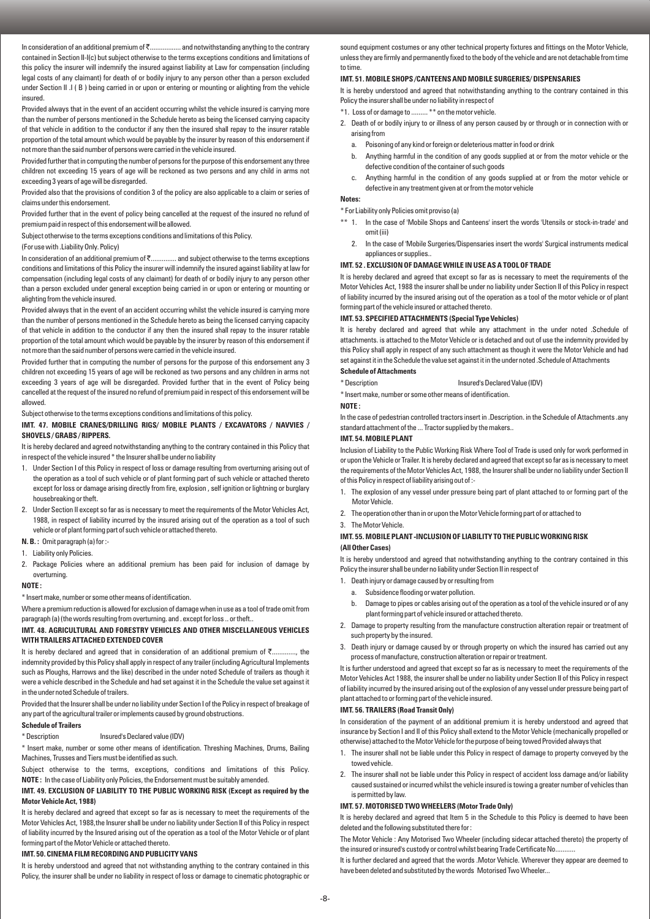In consideration of an additional premium of ₹................. and notwithstanding anything to the contrary contained in Section II-I(c) but subject otherwise to the terms exceptions conditions and limitations of this policy the insurer will indemnify the insured against liability at Law for compensation (including legal costs of any claimant) for death of or bodily injury to any person other than a person excluded under Section II .I ( B ) being carried in or upon or entering or mounting or alighting from the vehicle insured.

Provided always that in the event of an accident occurring whilst the vehicle insured is carrying more than the number of persons mentioned in the Schedule hereto as being the licensed carrying capacity of that vehicle in addition to the conductor if any then the insured shall repay to the insurer ratable proportion of the total amount which would be payable by the insurer by reason of this endorsement if not more than the said number of persons were carried in the vehicle insured.

Provided further that in computing the number of persons for the purpose of this endorsement any three children not exceeding 15 years of age will be reckoned as two persons and any child in arms not exceeding 3 years of age will be disregarded.

Provided also that the provisions of condition 3 of the policy are also applicable to a claim or series of claims under this endorsement.

Provided further that in the event of policy being cancelled at the request of the insured no refund of premium paid in respect of this endorsement will be allowed.

Subject otherwise to the terms exceptions conditions and limitations of this Policy.

(For use with .Liability Only. Policy)

In consideration of an additional premium of ₹.............. and subject otherwise to the terms exceptions conditions and limitations of this Policy the insurer will indemnify the insured against liability at law for compensation (including legal costs of any claimant) for death of or bodily injury to any person other than a person excluded under general exception being carried in or upon or entering or mounting or alighting from the vehicle insured.

Provided always that in the event of an accident occurring whilst the vehicle insured is carrying more than the number of persons mentioned in the Schedule hereto as being the licensed carrying capacity of that vehicle in addition to the conductor if any then the insured shall repay to the insurer ratable proportion of the total amount which would be payable by the insurer by reason of this endorsement if not more than the said number of persons were carried in the vehicle insured.

Provided further that in computing the number of persons for the purpose of this endorsement any 3 children not exceeding 15 years of age will be reckoned as two persons and any children in arms not exceeding 3 years of age will be disregarded. Provided further that in the event of Policy being cancelled at the request of the insured no refund of premium paid in respect of this endorsement will be allowed.

Subject otherwise to the terms exceptions conditions and limitations of this policy.

### IMT. 47. MOBILE CRANES/DRILLING RIGS/ MOBILE PLANTS / EXCAVATORS / NAVVIES / SHOVELS / GRABS / RIPPERS.

It is hereby declared and agreed notwithstanding anything to the contrary contained in this Policy that in respect of the vehicle insured * the Insurer shall be under no liability

1. Under Section I of this Policy in respect of loss or damage resulting from overturning arising out of the operation as a tool of such vehicle or of plant forming part of such vehicle or attached thereto except for loss or damage arising directly from fire, explosion , self ignition or lightning or burglary housebreaking or theft.
2. Under Section II except so far as is necessary to meet the requirements of the Motor Vehicles Act, 1988, in respect of liability incurred by the insured arising out of the operation as a tool of such vehicle or of plant forming part of such vehicle or attached thereto.

**N. B. :** Omit paragraph (a) for :-

1. Liability only Policies.
2. Package Policies where an additional premium has been paid for inclusion of damage by overturning.

**NOTE :**

* Insert make, number or some other means of identification.

Where a premium reduction is allowed for exclusion of damage when in use as a tool of trade omit from paragraph (a) (the words resulting from overturning. and . except for loss .. or theft..

### IMT. 48. AGRICULTURAL AND FORESTRY VEHICLES AND OTHER MISCELLANEOUS VEHICLES WITH TRAILERS ATTACHED EXTENDED COVER

It is hereby declared and agreed that in consideration of an additional premium of ₹............., the indemnity provided by this Policy shall apply in respect of any trailer (including Agricultural Implements such as Ploughs, Harrows and the like) described in the under noted Schedule of trailers as though it were a vehicle described in the Schedule and had set against it in the Schedule the value set against it in the under noted Schedule of trailers.

Provided that the Insurer shall be under no liability under Section I of the Policy in respect of breakage of any part of the agricultural trailer or implements caused by ground obstructions.

**Schedule of Trailers**

| * Description | Insured's Declared value (IDV) |
|---|---|

* Insert make, number or some other means of identification. Threshing Machines, Drums, Bailing Machines, Trusses and Tiers must be identified as such.

Subject otherwise to the terms, exceptions, conditions and limitations of this Policy.

**NOTE :** In the case of Liability only Policies, the Endorsement must be suitably amended.

### IMT. 49. EXCLUSION OF LIABILITY TO THE PUBLIC WORKING RISK (Except as required by the Motor Vehicle Act, 1988)

It is hereby declared and agreed that except so far as is necessary to meet the requirements of the Motor Vehicles Act, 1988,the Insurer shall be under no liability under Section II of this Policy in respect of liability incurred by the Insured arising out of the operation as a tool of the Motor Vehicle or of plant forming part of the Motor Vehicle or attached thereto.

### IMT. 50. CINEMA FILM RECORDING AND PUBLICITY VANS

It is hereby understood and agreed that not withstanding anything to the contrary contained in this Policy, the insurer shall be under no liability in respect of loss or damage to cinematic photographic or sound equipment costumes or any other technical property fixtures and fittings on the Motor Vehicle, unless they are firmly and permanently fixed to the body of the vehicle and are not detachable from time to time.

### IMT. 51. MOBILE SHOPS /CANTEENS AND MOBILE SURGERIES/ DISPENSARIES

It is hereby understood and agreed that notwithstanding anything to the contrary contained in this Policy the insurer shall be under no liability in respect of

*1. Loss of or damage to ......... ** on the motor vehicle.

2. Death of or bodily injury to or illness of any person caused by or through or in connection with or arising from
   a. Poisoning of any kind or foreign or deleterious matter in food or drink
   b. Anything harmful in the condition of any goods supplied at or from the motor vehicle or the defective condition of the container of such goods
   c. Anything harmful in the condition of any goods supplied at or from the motor vehicle or defective in any treatment given at or from the motor vehicle

**Notes:**

* For Liability only Policies omit proviso (a)

** 1. In the case of 'Mobile Shops and Canteens' insert the words 'Utensils or stock-in-trade' and omit (iii)

2. In the case of 'Mobile Surgeries/Dispensaries insert the words' Surgical instruments medical appliances or supplies..

### IMT. 52 . EXCLUSION OF DAMAGE WHILE IN USE AS A TOOL OF TRADE

It is hereby declared and agreed that except so far as is necessary to meet the requirements of the Motor Vehicles Act, 1988 the insurer shall be under no liability under Section II of this Policy in respect of liability incurred by the insured arising out of the operation as a tool of the motor vehicle or of plant forming part of the vehicle insured or attached thereto.

### IMT. 53. SPECIFIED ATTACHMENTS (Special Type Vehicles)

It is hereby declared and agreed that while any attachment in the under noted .Schedule of attachments. is attached to the Motor Vehicle or is detached and out of use the indemnity provided by this Policy shall apply in respect of any such attachment as though it were the Motor Vehicle and had set against it in the Schedule the value set against it in the under noted .Schedule of Attachments

**Schedule of Attachments**

| * Description | Insured's Declared Value (IDV) |
|---|---|

* Insert make, number or some other means of identification.

**NOTE :**

In the case of pedestrian controlled tractors insert in .Description. in the Schedule of Attachments .any standard attachment of the ... Tractor supplied by the makers..

### IMT. 54. MOBILE PLANT

Inclusion of Liability to the Public Working Risk Where Tool of Trade is used only for work performed in or upon the Vehicle or Trailer. It is hereby declared and agreed that except so far as is necessary to meet the requirements of the Motor Vehicles Act, 1988, the Insurer shall be under no liability under Section II of this Policy in respect of liability arising out of :-

1. The explosion of any vessel under pressure being part of plant attached to or forming part of the Motor Vehicle.
2. The operation other than in or upon the Motor Vehicle forming part of or attached to
3. The Motor Vehicle.

### IMT. 55. MOBILE PLANT -INCLUSION OF LIABILITY TO THE PUBLIC WORKING RISK (All Other Cases)

It is hereby understood and agreed that notwithstanding anything to the contrary contained in this Policy the insurer shall be under no liability under Section II in respect of

1. Death injury or damage caused by or resulting from
   a. Subsidence flooding or water pollution.
   b. Damage to pipes or cables arising out of the operation as a tool of the vehicle insured or of any plant forming part of vehicle insured or attached thereto.
2. Damage to property resulting from the manufacture construction alteration repair or treatment of such property by the insured.
3. Death injury or damage caused by or through property on which the insured has carried out any process of manufacture, construction alteration or repair or treatment.

It is further understood and agreed that except so far as is necessary to meet the requirements of the Motor Vehicles Act 1988, the insurer shall be under no liability under Section II of this Policy in respect of liability incurred by the insured arising out of the explosion of any vessel under pressure being part of plant attached to or forming part of the vehicle insured.

### IMT. 56. TRAILERS (Road Transit Only)

In consideration of the payment of an additional premium it is hereby understood and agreed that insurance by Section I and II of this Policy shall extend to the Motor Vehicle (mechanically propelled or otherwise) attached to the Motor Vehicle for the purpose of being towed Provided always that

1. The insurer shall not be liable under this Policy in respect of damage to property conveyed by the towed vehicle.
2. The insurer shall not be liable under this Policy in respect of accident loss damage and/or liability caused sustained or incurred whilst the vehicle insured is towing a greater number of vehicles than is permitted by law.

### IMT. 57. MOTORISED TWO WHEELERS (Motor Trade Only)

It is hereby declared and agreed that Item 5 in the Schedule to this Policy is deemed to have been deleted and the following substituted there for :

The Motor Vehicle : Any Motorised Two Wheeler (including sidecar attached thereto) the property of the insured or insured's custody or control whilst bearing Trade Certificate No...........

It is further declared and agreed that the words .Motor Vehicle. Wherever they appear are deemed to have been deleted and substituted by the words Motorised Two Wheeler...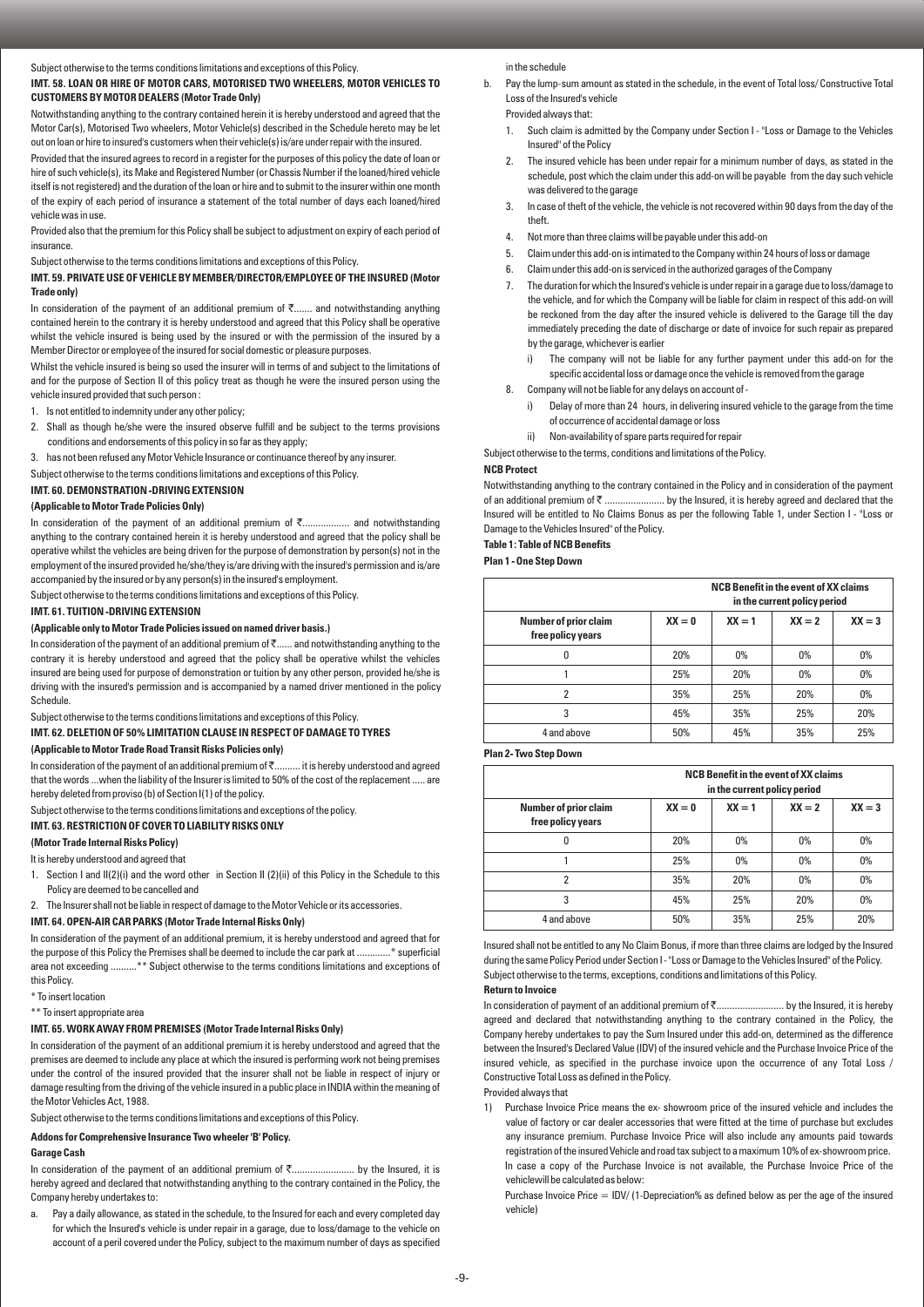Subject otherwise to the terms conditions limitations and exceptions of this Policy.

### IMT. 58. LOAN OR HIRE OF MOTOR CARS, MOTORISED TWO WHEELERS, MOTOR VEHICLES TO CUSTOMERS BY MOTOR DEALERS (Motor Trade Only)

Notwithstanding anything to the contrary contained herein it is hereby understood and agreed that the Motor Car(s), Motorised Two wheelers, Motor Vehicle(s) described in the Schedule hereto may be let out on loan or hire to insured's customers when their vehicle(s) is/are under repair with the insured.

Provided that the insured agrees to record in a register for the purposes of this policy the date of loan or hire of such vehicle(s), its Make and Registered Number (or Chassis Number if the loaned/hired vehicle itself is not registered) and the duration of the loan or hire and to submit to the insurer within one month of the expiry of each period of insurance a statement of the total number of days each loaned/hired vehicle was in use.

Provided also that the premium for this Policy shall be subject to adjustment on expiry of each period of insurance.

Subject otherwise to the terms conditions limitations and exceptions of this Policy.

### IMT. 59. PRIVATE USE OF VEHICLE BY MEMBER/DIRECTOR/EMPLOYEE OF THE INSURED (Motor Trade only)

In consideration of the payment of an additional premium of ₹....... and notwithstanding anything contained herein to the contrary it is hereby understood and agreed that this Policy shall be operative whilst the vehicle insured is being used by the insured or with the permission of the insured by a Member Director or employee of the insured for social domestic or pleasure purposes.

Whilst the vehicle insured is being so used the insurer will in terms of and subject to the limitations of and for the purpose of Section II of this policy treat as though he were the insured person using the vehicle insured provided that such person :

1. Is not entitled to indemnity under any other policy;
2. Shall as though he/she were the insured observe fulfill and be subject to the terms provisions conditions and endorsements of this policy in so far as they apply;
3. has not been refused any Motor Vehicle Insurance or continuance thereof by any insurer.

Subject otherwise to the terms conditions limitations and exceptions of this Policy.

### IMT. 60. DEMONSTRATION -DRIVING EXTENSION

**(Applicable to Motor Trade Policies Only)**

In consideration of the payment of an additional premium of ₹.................. and notwithstanding anything to the contrary contained herein it is hereby understood and agreed that the policy shall be operative whilst the vehicles are being driven for the purpose of demonstration by person(s) not in the employment of the insured provided he/she/they is/are driving with the insured's permission and is/are accompanied by the insured or by any person(s) in the insured's employment.

Subject otherwise to the terms conditions limitations and exceptions of this Policy.

### IMT. 61. TUITION -DRIVING EXTENSION

**(Applicable only to Motor Trade Policies issued on named driver basis.)**

In consideration of the payment of an additional premium of ₹...... and notwithstanding anything to the contrary it is hereby understood and agreed that the policy shall be operative whilst the vehicles insured are being used for purpose of demonstration or tuition by any other person, provided he/she is driving with the insured's permission and is accompanied by a named driver mentioned in the policy Schedule.

Subject otherwise to the terms conditions limitations and exceptions of this Policy.

### IMT. 62. DELETION OF 50% LIMITATION CLAUSE IN RESPECT OF DAMAGE TO TYRES

**(Applicable to Motor Trade Road Transit Risks Policies only)**

In consideration of the payment of an additional premium of ₹.......... it is hereby understood and agreed that the words ...when the liability of the Insurer is limited to 50% of the cost of the replacement ..... are hereby deleted from proviso (b) of Section I(1) of the policy.

Subject otherwise to the terms conditions limitations and exceptions of the policy.

### IMT. 63. RESTRICTION OF COVER TO LIABILITY RISKS ONLY

**(Motor Trade Internal Risks Policy)**

It is hereby understood and agreed that

1. Section I and II(2)(i) and the word other in Section II (2)(ii) of this Policy in the Schedule to this Policy are deemed to be cancelled and
2. The Insurer shall not be liable in respect of damage to the Motor Vehicle or its accessories.

### IMT. 64. OPEN-AIR CAR PARKS (Motor Trade Internal Risks Only)

In consideration of the payment of an additional premium, it is hereby understood and agreed that for the purpose of this Policy the Premises shall be deemed to include the car park at .............* superficial area not exceeding ..........** Subject otherwise to the terms conditions limitations and exceptions of this Policy.

\* To insert location

\*\* To insert appropriate area

### IMT. 65. WORK AWAY FROM PREMISES (Motor Trade Internal Risks Only)

In consideration of the payment of an additional premium it is hereby understood and agreed that the premises are deemed to include any place at which the insured is performing work not being premises under the control of the insured provided that the insurer shall not be liable in respect of injury or damage resulting from the driving of the vehicle insured in a public place in INDIA within the meaning of the Motor Vehicles Act, 1988.

Subject otherwise to the terms conditions limitations and exceptions of this Policy.

## Addons for Comprehensive Insurance Two wheeler 'B' Policy.

### Garage Cash

In consideration of the payment of an additional premium of ₹........................ by the Insured, it is hereby agreed and declared that notwithstanding anything to the contrary contained in the Policy, the Company hereby undertakes to:

a. Pay a daily allowance, as stated in the schedule, to the Insured for each and every completed day for which the Insured's vehicle is under repair in a garage, due to loss/damage to the vehicle on account of a peril covered under the Policy, subject to the maximum number of days as specified in the schedule
b. Pay the lump-sum amount as stated in the schedule, in the event of Total loss/ Constructive Total Loss of the Insured's vehicle

Provided always that:

1. Such claim is admitted by the Company under Section I - "Loss or Damage to the Vehicles Insured" of the Policy
2. The insured vehicle has been under repair for a minimum number of days, as stated in the schedule, post which the claim under this add-on will be payable from the day such vehicle was delivered to the garage
3. In case of theft of the vehicle, the vehicle is not recovered within 90 days from the day of the theft.
4. Not more than three claims will be payable under this add-on
5. Claim under this add-on is intimated to the Company within 24 hours of loss or damage
6. Claim under this add-on is serviced in the authorized garages of the Company
7. The duration for which the Insured's vehicle is under repair in a garage due to loss/damage to the vehicle, and for which the Company will be liable for claim in respect of this add-on will be reckoned from the day after the insured vehicle is delivered to the Garage till the day immediately preceding the date of discharge or date of invoice for such repair as prepared by the garage, whichever is earlier
   i) The company will not be liable for any further payment under this add-on for the specific accidental loss or damage once the vehicle is removed from the garage
8. Company will not be liable for any delays on account of -
   i) Delay of more than 24 hours, in delivering insured vehicle to the garage from the time of occurrence of accidental damage or loss
   ii) Non-availability of spare parts required for repair

Subject otherwise to the terms, conditions and limitations of the Policy.

### NCB Protect

Notwithstanding anything to the contrary contained in the Policy and in consideration of the payment of an additional premium of ₹ ....................... by the Insured, it is hereby agreed and declared that the Insured will be entitled to No Claims Bonus as per the following Table 1, under Section I - "Loss or Damage to the Vehicles Insured" of the Policy.

**Table 1: Table of NCB Benefits**

**Plan 1 - One Step Down**

| | NCB Benefit in the event of XX claims in the current policy period | | | |
|---|---|---|---|---|
| **Number of prior claim free policy years** | **XX = 0** | **XX = 1** | **XX = 2** | **XX = 3** |
| 0 | 20% | 0% | 0% | 0% |
| 1 | 25% | 20% | 0% | 0% |
| 2 | 35% | 25% | 20% | 0% |
| 3 | 45% | 35% | 25% | 20% |
| 4 and above | 50% | 45% | 35% | 25% |

**Plan 2- Two Step Down**

| | NCB Benefit in the event of XX claims in the current policy period | | | |
|---|---|---|---|---|
| **Number of prior claim free policy years** | **XX = 0** | **XX = 1** | **XX = 2** | **XX = 3** |
| 0 | 20% | 0% | 0% | 0% |
| 1 | 25% | 0% | 0% | 0% |
| 2 | 35% | 20% | 0% | 0% |
| 3 | 45% | 25% | 20% | 0% |
| 4 and above | 50% | 35% | 25% | 20% |

Insured shall not be entitled to any No Claim Bonus, if more than three claims are lodged by the Insured during the same Policy Period under Section I - "Loss or Damage to the Vehicles Insured" of the Policy.

Subject otherwise to the terms, exceptions, conditions and limitations of this Policy.

### Return to Invoice

In consideration of payment of an additional premium of ₹.......................... by the Insured, it is hereby agreed and declared that notwithstanding anything to the contrary contained in the Policy, the Company hereby undertakes to pay the Sum Insured under this add-on, determined as the difference between the Insured's Declared Value (IDV) of the insured vehicle and the Purchase Invoice Price of the insured vehicle, as specified in the purchase invoice upon the occurrence of any Total Loss / Constructive Total Loss as defined in the Policy.

Provided always that

1) Purchase Invoice Price means the ex- showroom price of the insured vehicle and includes the value of factory or car dealer accessories that were fitted at the time of purchase but excludes any insurance premium. Purchase Invoice Price will also include any amounts paid towards registration of the insured Vehicle and road tax subject to a maximum 10% of ex-showroom price. In case a copy of the Purchase Invoice is not available, the Purchase Invoice Price of the vehiclewill be calculated as below:

   Purchase Invoice Price = IDV/ (1-Depreciation% as defined below as per the age of the insured vehicle)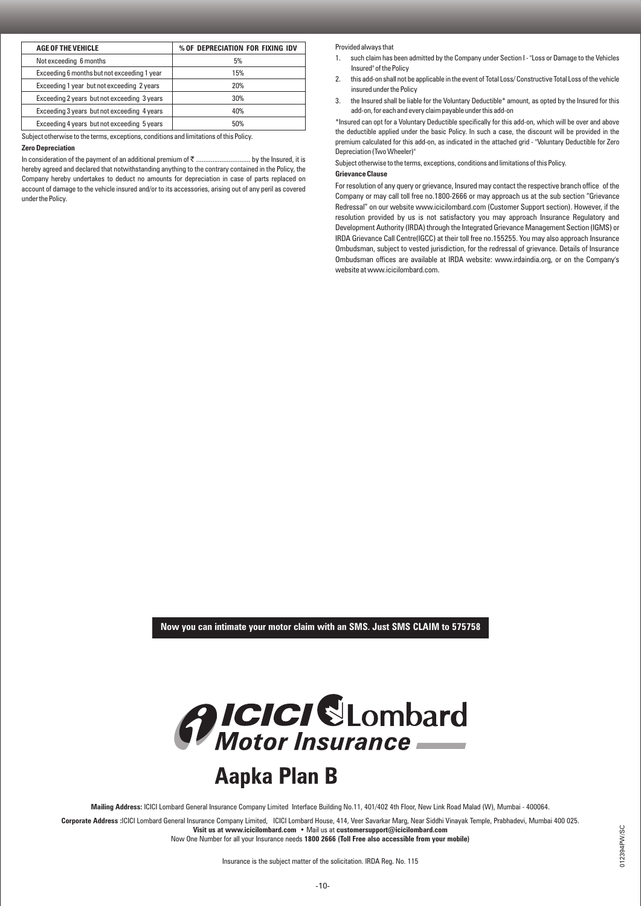| AGE OF THE VEHICLE | % OF DEPRECIATION FOR FIXING IDV |
|---|---|
| Not exceeding 6 months | 5% |
| Exceeding 6 months but not exceeding 1 year | 15% |
| Exceeding 1 year but not exceeding 2 years | 20% |
| Exceeding 2 years but not exceeding 3 years | 30% |
| Exceeding 3 years but not exceeding 4 years | 40% |
| Exceeding 4 years but not exceeding 5 years | 50% |

Subject otherwise to the terms, exceptions, conditions and limitations of this Policy.

**Zero Depreciation**

In consideration of the payment of an additional premium of ₹ .............................. by the Insured, it is hereby agreed and declared that notwithstanding anything to the contrary contained in the Policy, the Company hereby undertakes to deduct no amounts for depreciation in case of parts replaced on account of damage to the vehicle insured and/or to its accessories, arising out of any peril as covered under the Policy.

Provided always that

1. such claim has been admitted by the Company under Section I - "Loss or Damage to the Vehicles Insured" of the Policy
2. this add-on shall not be applicable in the event of Total Loss/ Constructive Total Loss of the vehicle insured under the Policy
3. the Insured shall be liable for the Voluntary Deductible* amount, as opted by the Insured for this add-on, for each and every claim payable under this add-on

*Insured can opt for a Voluntary Deductible specifically for this add-on, which will be over and above the deductible applied under the basic Policy. In such a case, the discount will be provided in the premium calculated for this add-on, as indicated in the attached grid - "Voluntary Deductible for Zero Depreciation (Two Wheeler)"

Subject otherwise to the terms, exceptions, conditions and limitations of this Policy.

**Grievance Clause**

For resolution of any query or grievance, Insured may contact the respective branch office of the Company or may call toll free no.1800-2666 or may approach us at the sub section "Grievance Redressal" on our website www.icicilombard.com (Customer Support section). However, if the resolution provided by us is not satisfactory you may approach Insurance Regulatory and Development Authority (IRDA) through the Integrated Grievance Management Section (IGMS) or IRDA Grievance Call Centre(IGCC) at their toll free no.155255. You may also approach Insurance Ombudsman, subject to vested jurisdiction, for the redressal of grievance. Details of Insurance Ombudsman offices are available at IRDA website: www.irdaindia.org, or on the Company's website at www.icicilombard.com.

**Now you can intimate your motor claim with an SMS. Just SMS CLAIM to 575758**

ICICI Lombard Motor Insurance

**Aapka Plan B**

**Mailing Address:** ICICI Lombard General Insurance Company Limited Interface Building No.11, 401/402 4th Floor, New Link Road Malad (W), Mumbai - 400064.

**Corporate Address :** ICICI Lombard General Insurance Company Limited, ICICI Lombard House, 414, Veer Savarkar Marg, Near Siddhi Vinayak Temple, Prabhadevi, Mumbai 400 025.

**Visit us at www.icicilombard.com** • Mail us at **customersupport@icicilombard.com**

Now One Number for all your Insurance needs **1800 2666 (Toll Free also accessible from your mobile)**

Insurance is the subject matter of the solicitation. IRDA Reg. No. 115

012394PW/SC